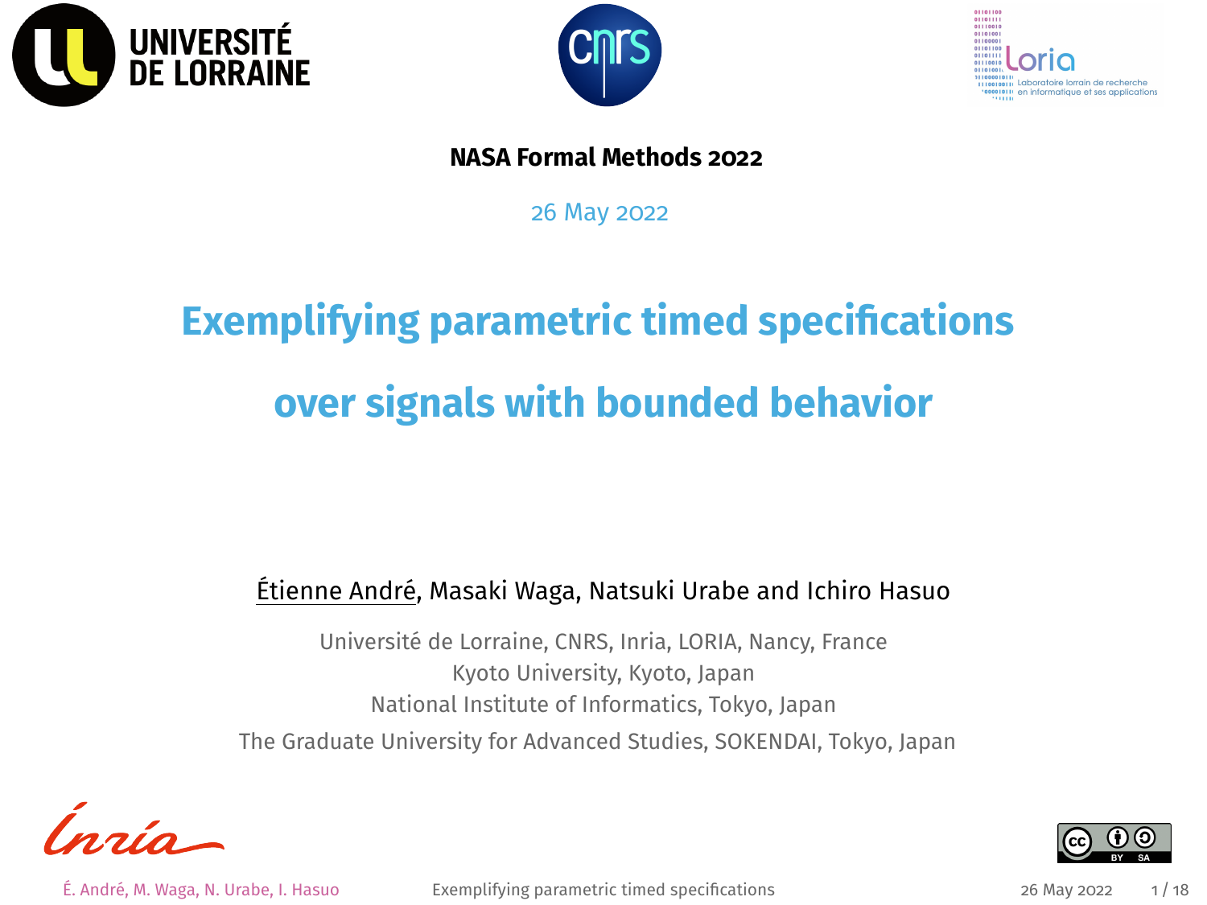**NASA Formal Methods 2022**

26 May 2022

# Exemplifying parametric timed specifications over signals with bounded behavior

Étienne André, Masaki Waga, Natsuki Urabe and Ichiro Hasuo

Université de Lorraine, CNRS, Inria, LORIA, Nancy, France
Kyoto University, Kyoto, Japan
National Institute of Informatics, Tokyo, Japan
The Graduate University for Advanced Studies, SOKENDAI, Tokyo, Japan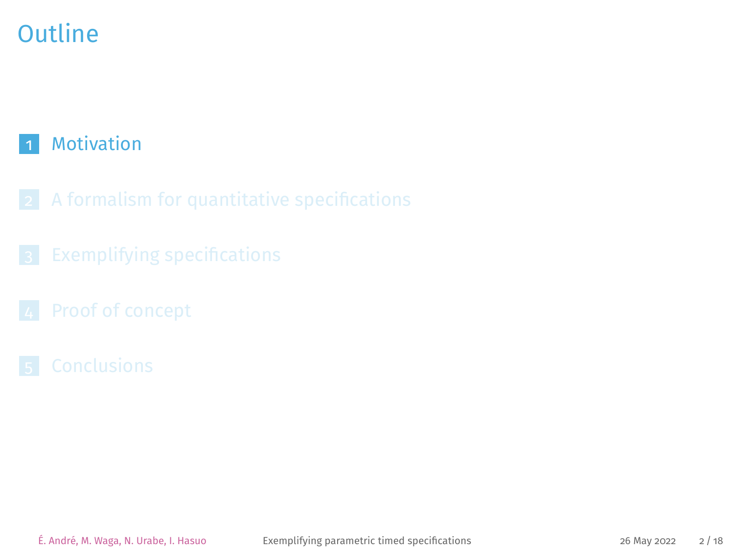# Outline

1. Motivation
2. A formalism for quantitative specifications
3. Exemplifying specifications
4. Proof of concept
5. Conclusions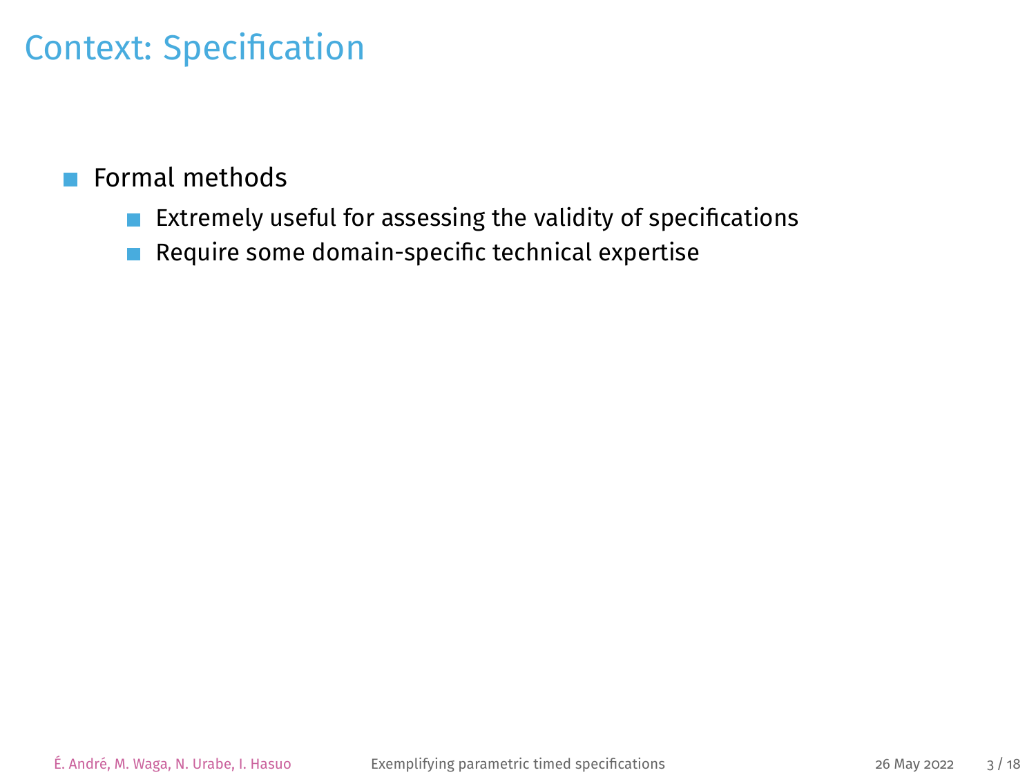# Context: Specification

- Formal methods
  - Extremely useful for assessing the validity of specifications
  - Require some domain-specific technical expertise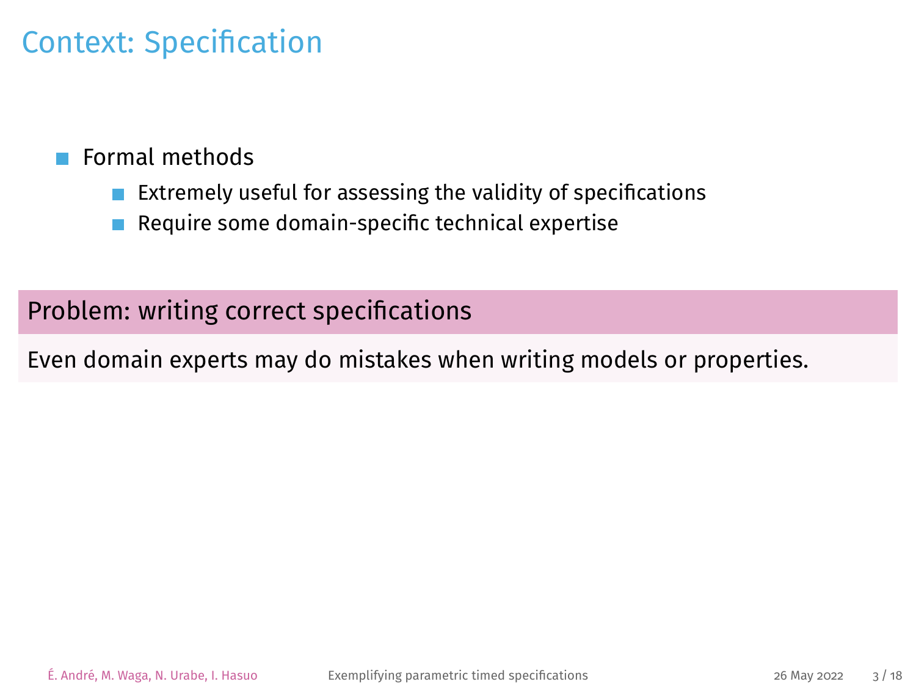# Context: Specification

- Formal methods
  - Extremely useful for assessing the validity of specifications
  - Require some domain-specific technical expertise

**Problem: writing correct specifications**

Even domain experts may do mistakes when writing models or properties.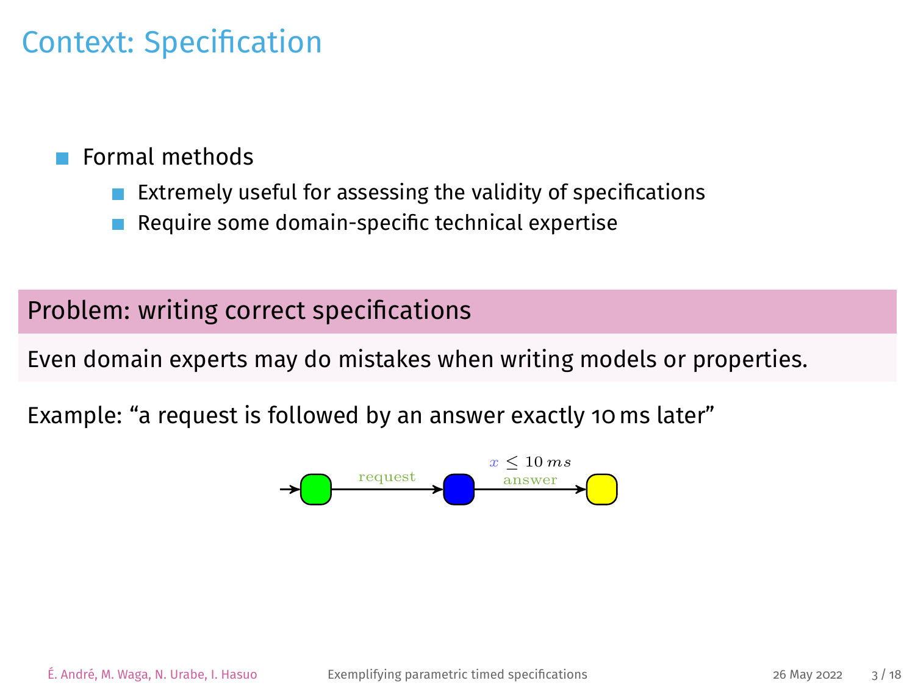# Context: Specification

- Formal methods
  - Extremely useful for assessing the validity of specifications
  - Require some domain-specific technical expertise

**Problem: writing correct specifications**

Even domain experts may do mistakes when writing models or properties.

Example: “a request is followed by an answer exactly 10 ms later”

request → $x \leq 10\,ms$ answer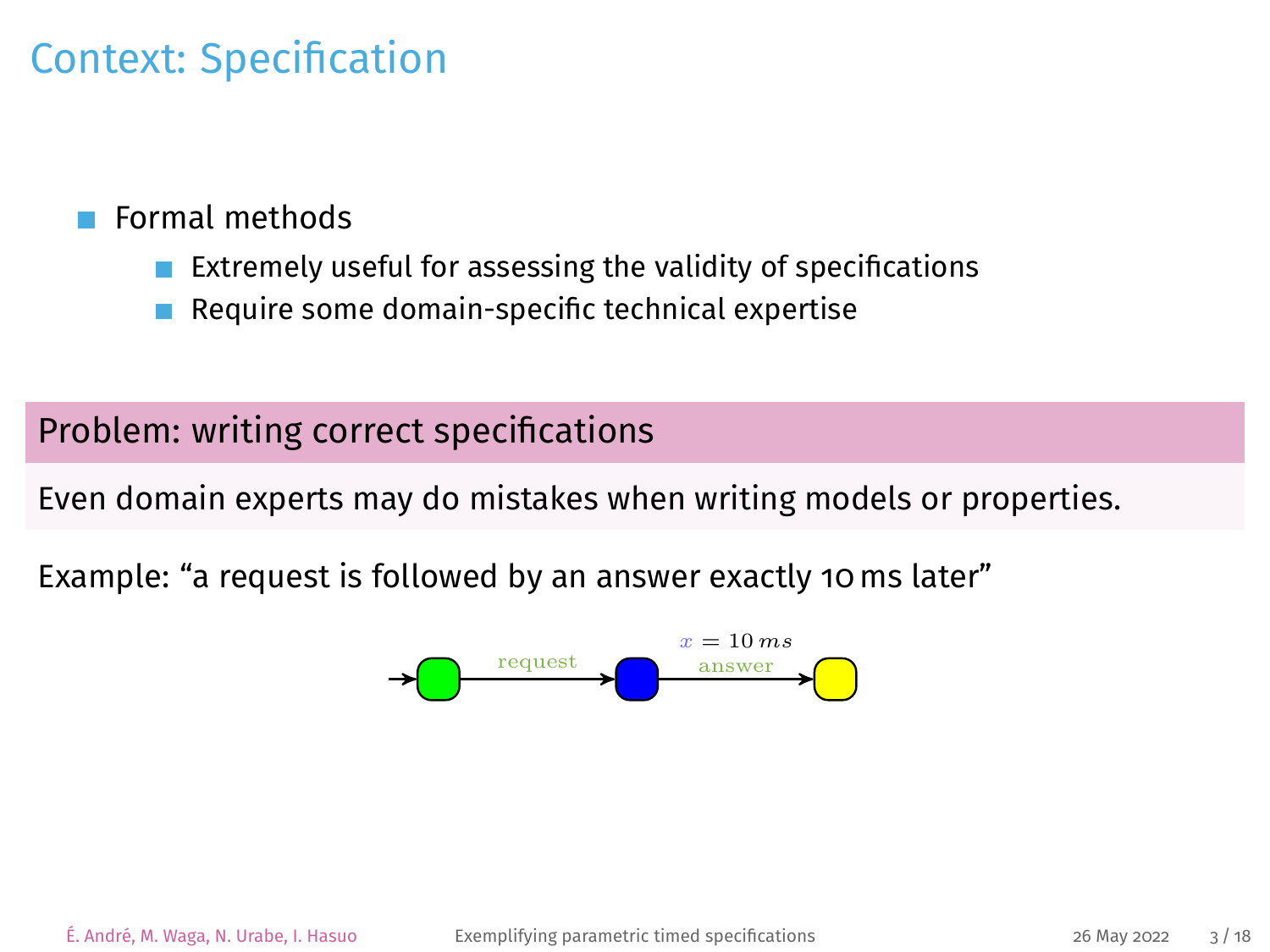# Context: Specification

- Formal methods
  - Extremely useful for assessing the validity of specifications
  - Require some domain-specific technical expertise

**Problem: writing correct specifications**

Even domain experts may do mistakes when writing models or properties.

Example: “a request is followed by an answer exactly 10 ms later”

request

$x = 10\, ms$

answer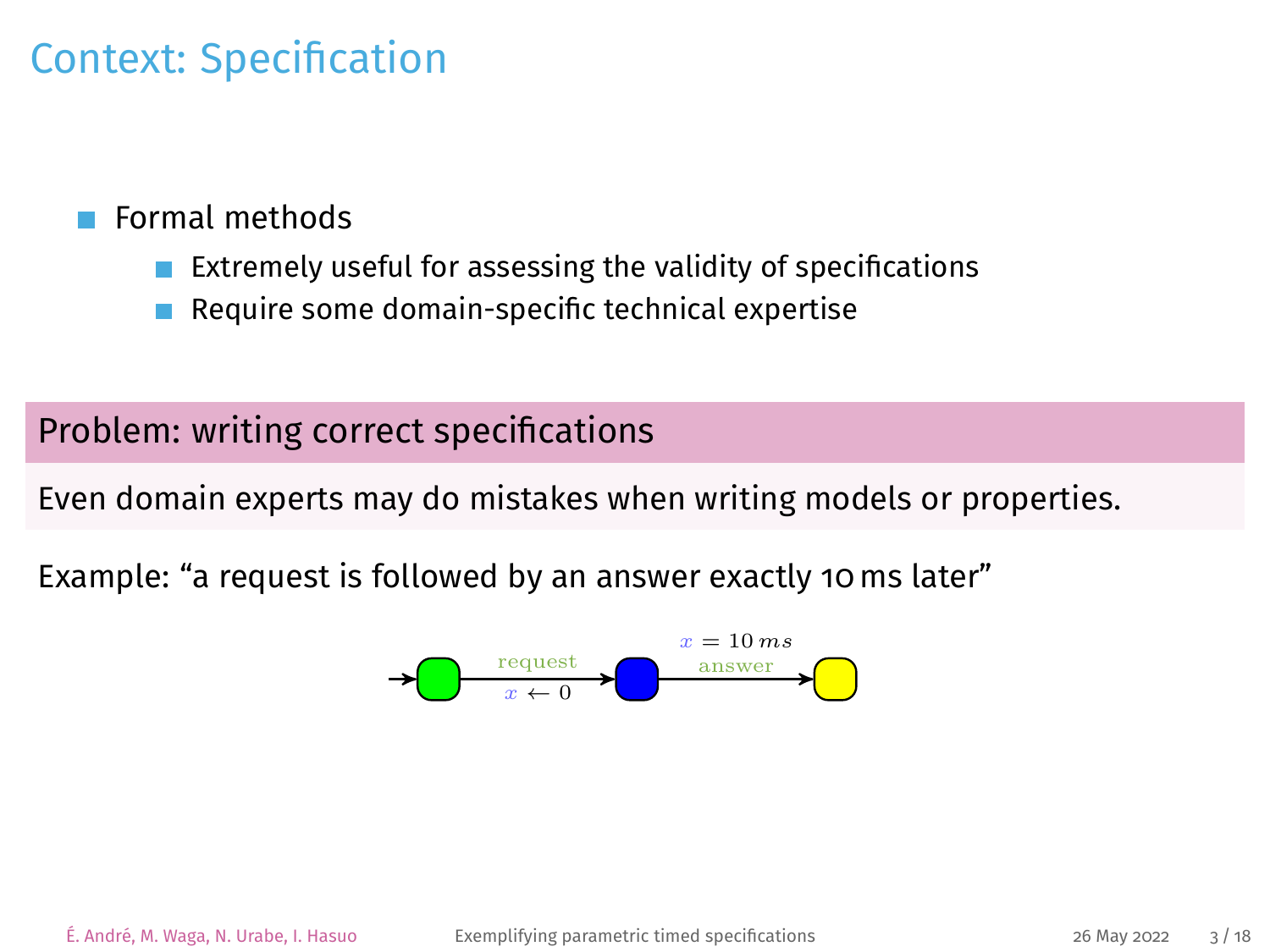# Context: Specification

- Formal methods
  - Extremely useful for assessing the validity of specifications
  - Require some domain-specific technical expertise

**Problem: writing correct specifications**

Even domain experts may do mistakes when writing models or properties.

Example: "a request is followed by an answer exactly 10 ms later"

request

$x \leftarrow 0$

$x = 10\,ms$

answer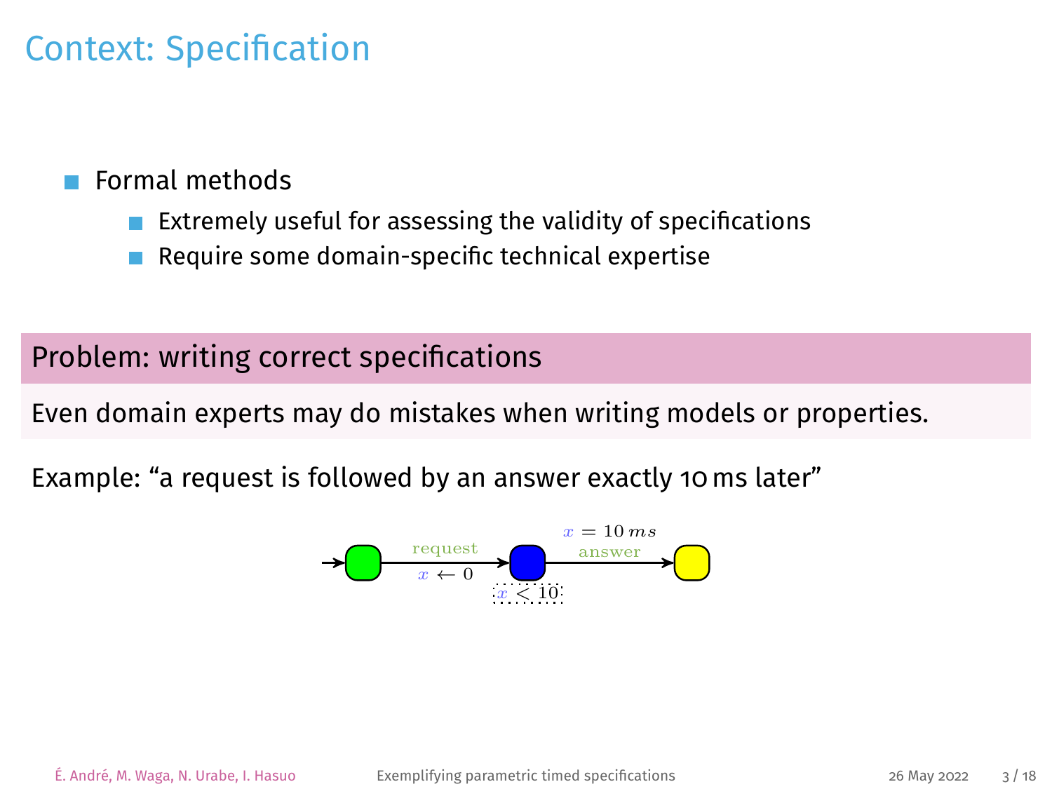# Context: Specification

- Formal methods
  - Extremely useful for assessing the validity of specifications
  - Require some domain-specific technical expertise

**Problem: writing correct specifications**

Even domain experts may do mistakes when writing models or properties.

Example: "a request is followed by an answer exactly 10 ms later"

request
$x \leftarrow 0$
$x < 10$
$x = 10\,ms$
answer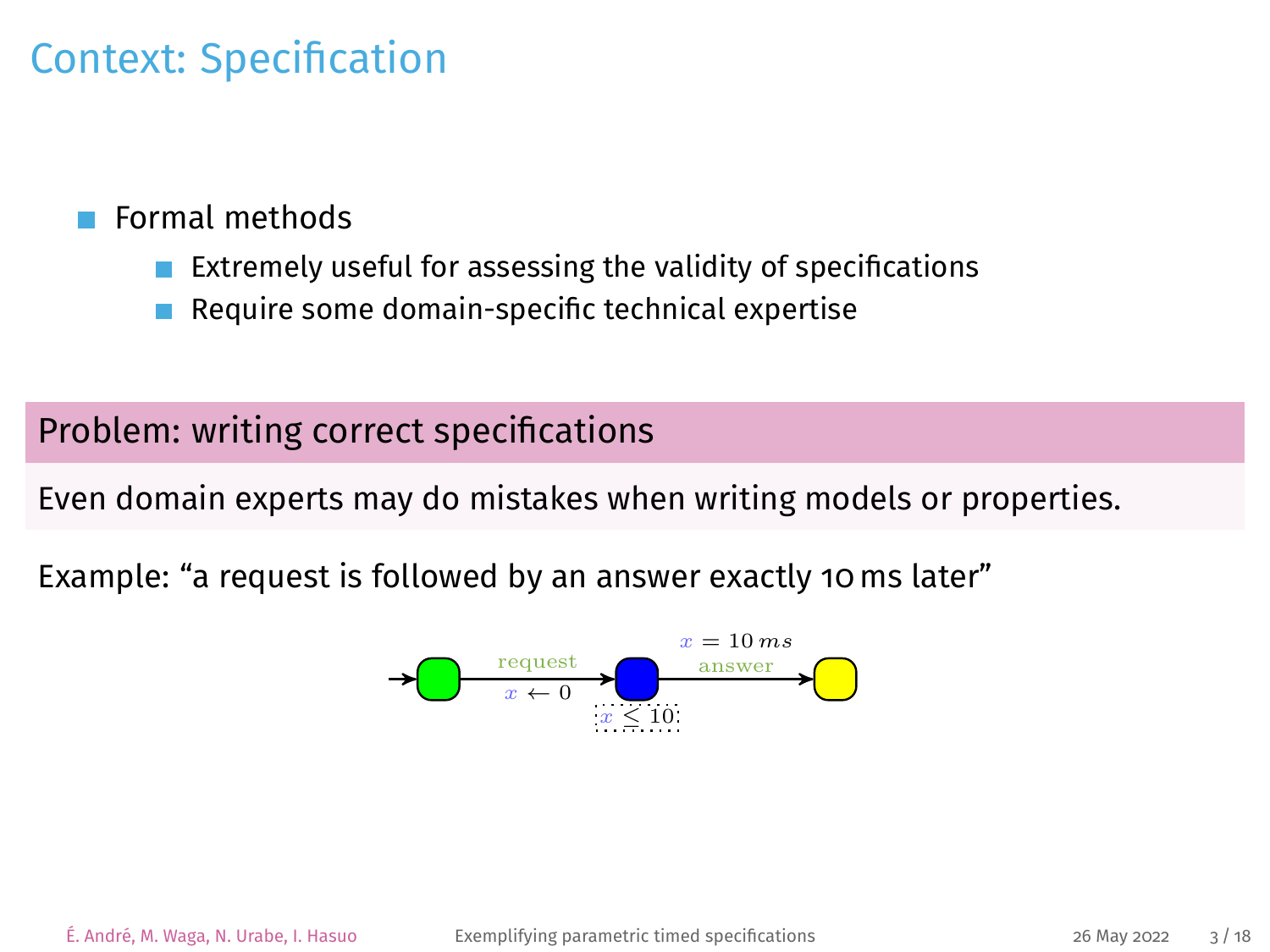# Context: Specification

- Formal methods
  - Extremely useful for assessing the validity of specifications
  - Require some domain-specific technical expertise

**Problem: writing correct specifications**

Even domain experts may do mistakes when writing models or properties.

Example: “a request is followed by an answer exactly 10 ms later”

request

$x \leftarrow 0$

$x \leq 10$

$x = 10\,ms$

answer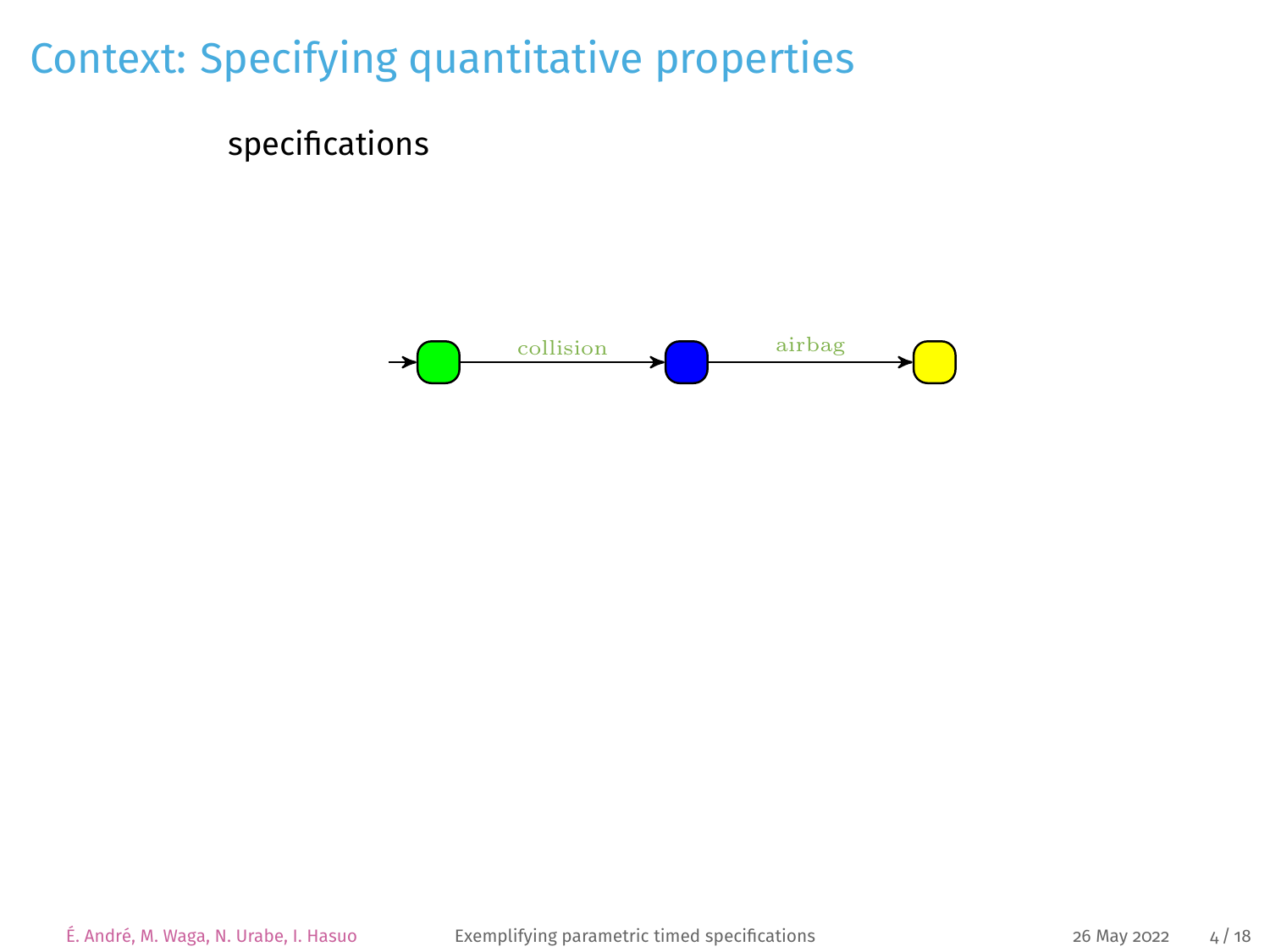# Context: Specifying quantitative properties

specifications

collision

airbag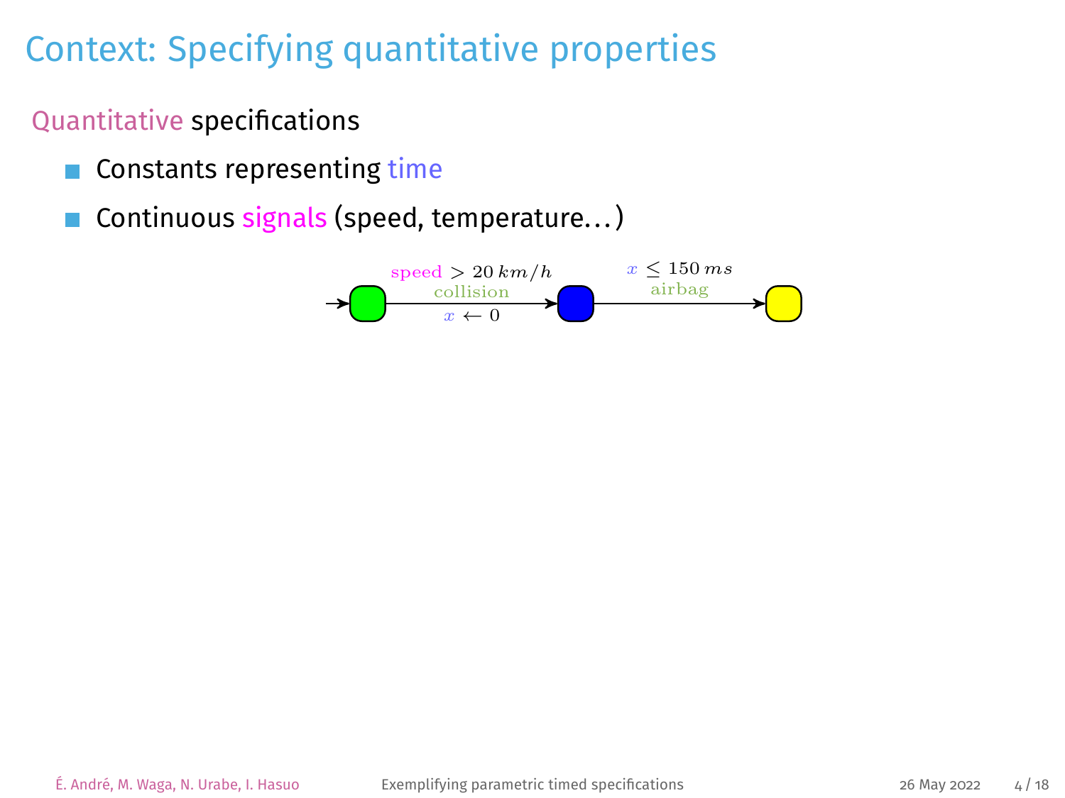# Context: Specifying quantitative properties

Quantitative specifications

- Constants representing time
- Continuous signals (speed, temperature...)

speed $> 20\,km/h$
collision
$x \leftarrow 0$

$x \leq 150\,ms$
airbag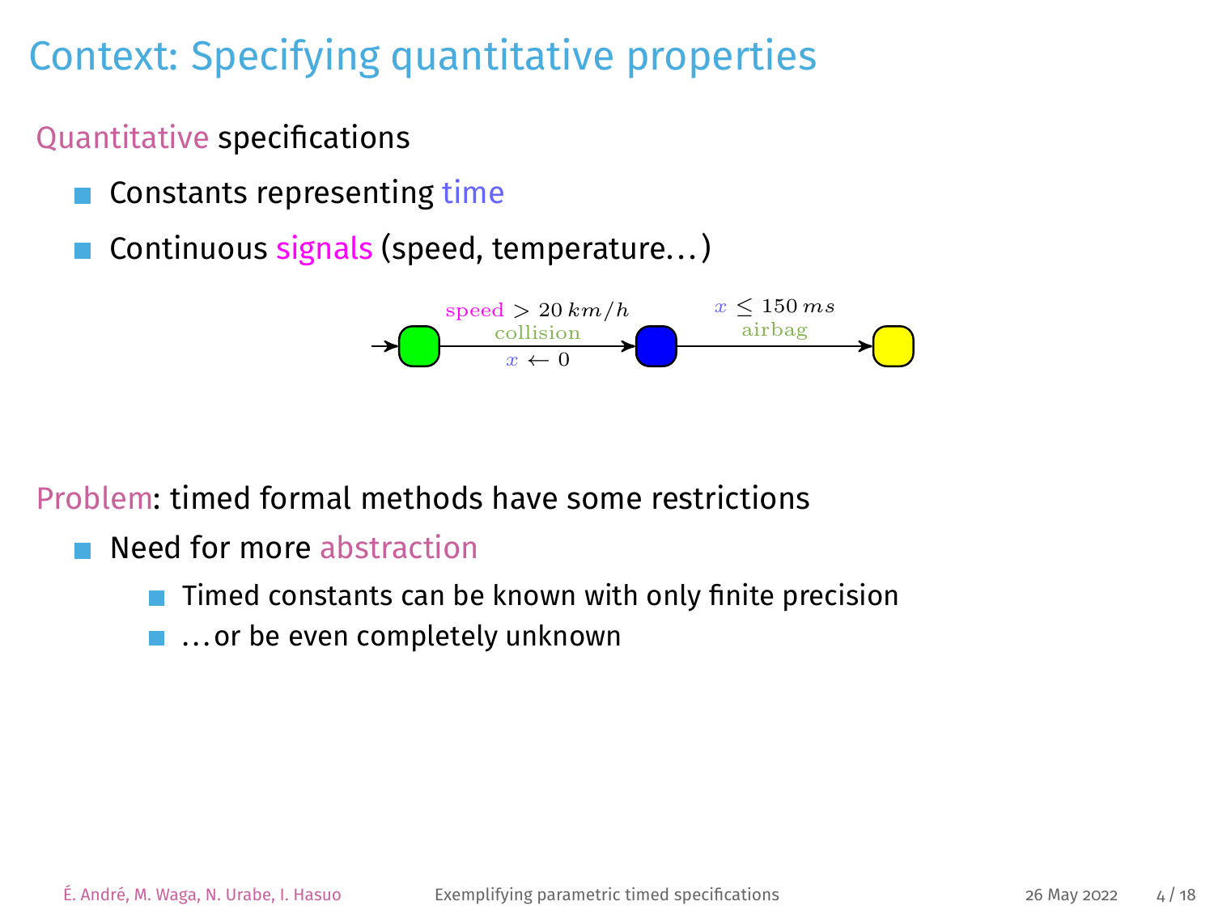# Context: Specifying quantitative properties

Quantitative specifications

- Constants representing time
- Continuous signals (speed, temperature...)

speed $> 20\,km/h$

collision

$x \leftarrow 0$

$x \leq 150\,ms$

airbag

Problem: timed formal methods have some restrictions

- Need for more abstraction
  - Timed constants can be known with only finite precision
  - ...or be even completely unknown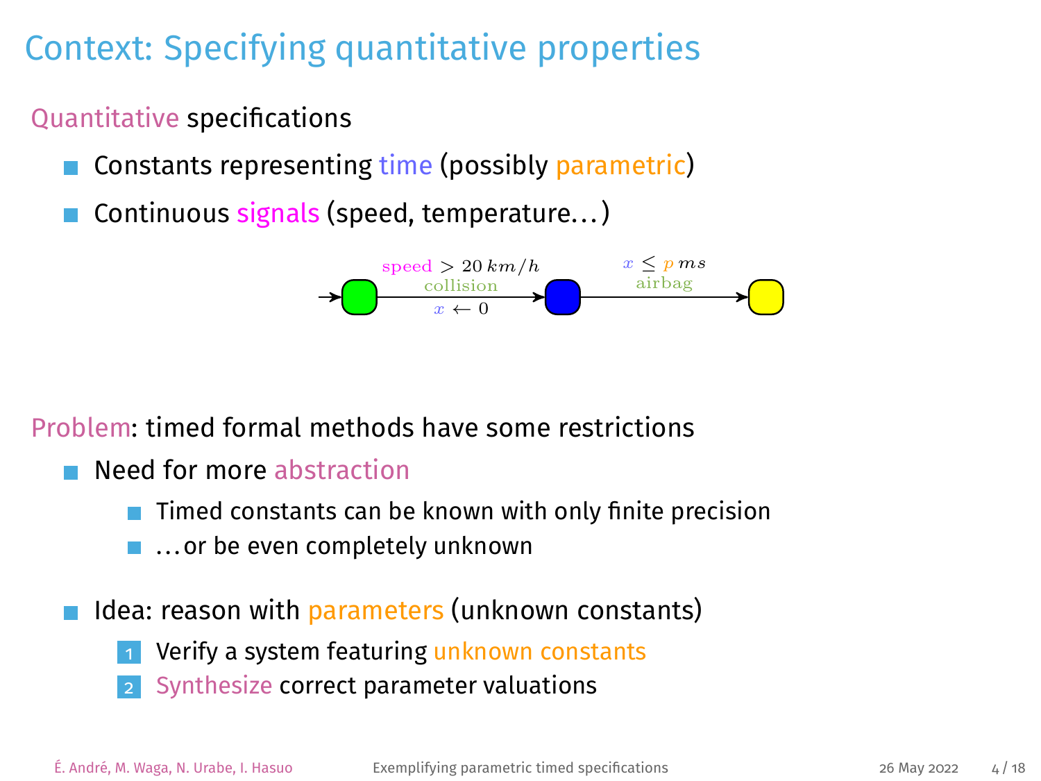# Context: Specifying quantitative properties

Quantitative specifications

- Constants representing time (possibly parametric)
- Continuous signals (speed, temperature…)

speed $> 20\,km/h$
collision
$x \leftarrow 0$

$x \leq p\, ms$
airbag

Problem: timed formal methods have some restrictions

- Need for more abstraction
  - Timed constants can be known with only finite precision
  - …or be even completely unknown
- Idea: reason with parameters (unknown constants)
  1. Verify a system featuring unknown constants
  2. Synthesize correct parameter valuations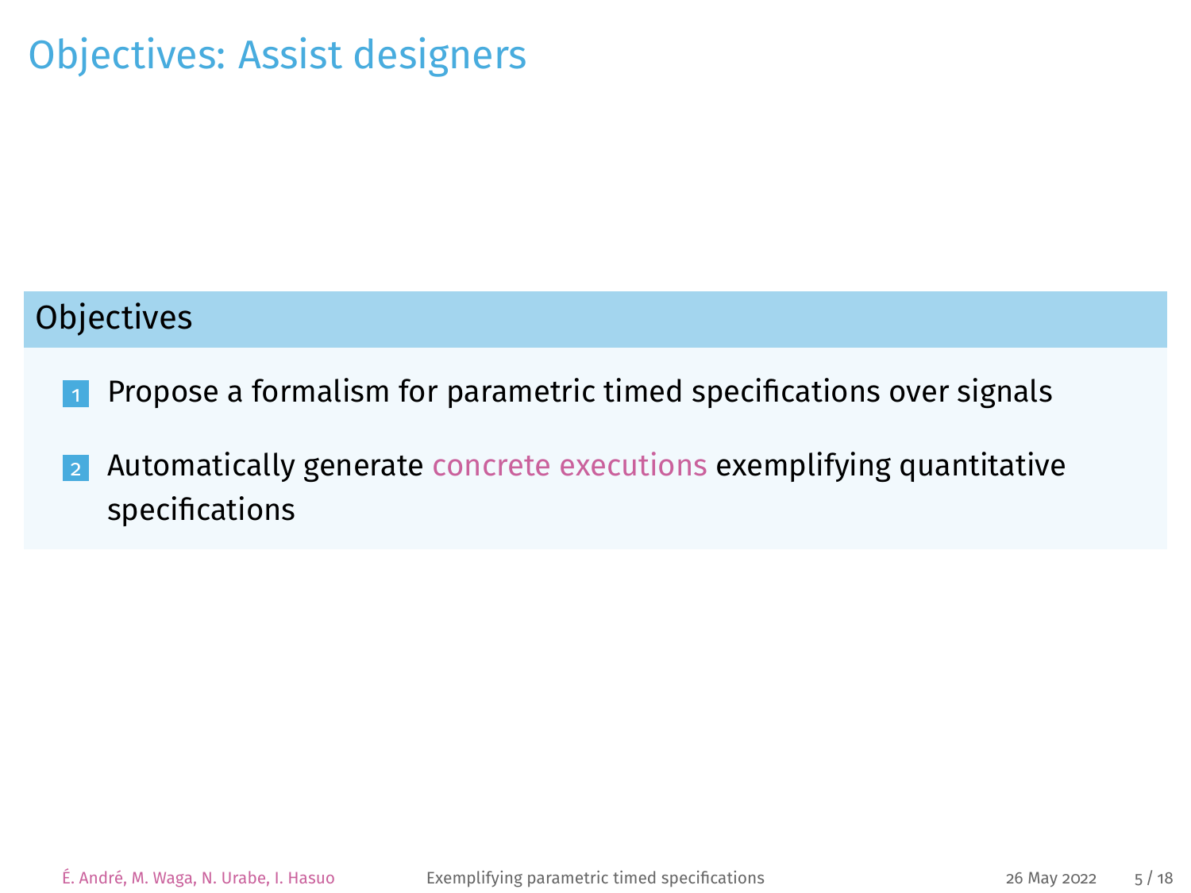# Objectives: Assist designers

## Objectives

1. Propose a formalism for parametric timed specifications over signals
2. Automatically generate concrete executions exemplifying quantitative specifications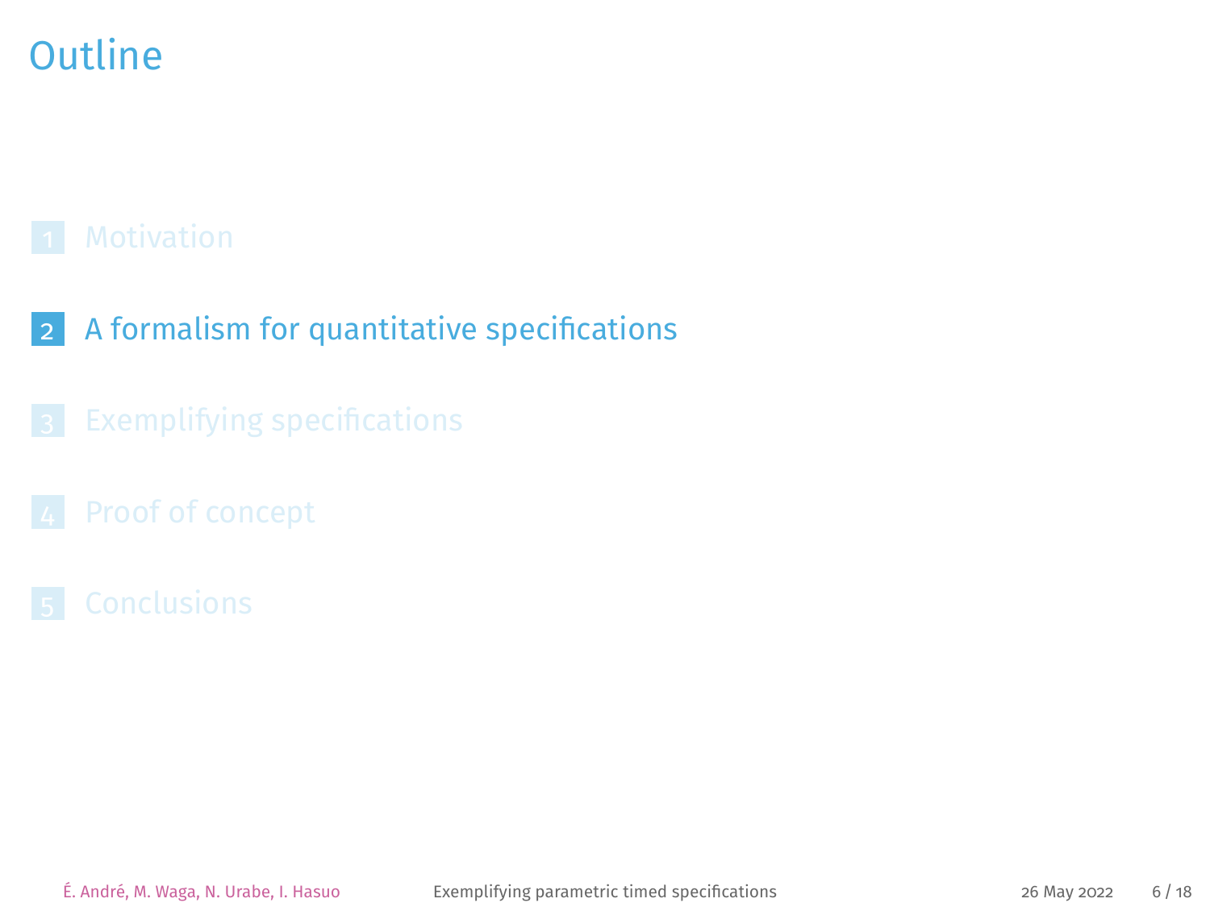# Outline

1. Motivation
2. A formalism for quantitative specifications
3. Exemplifying specifications
4. Proof of concept
5. Conclusions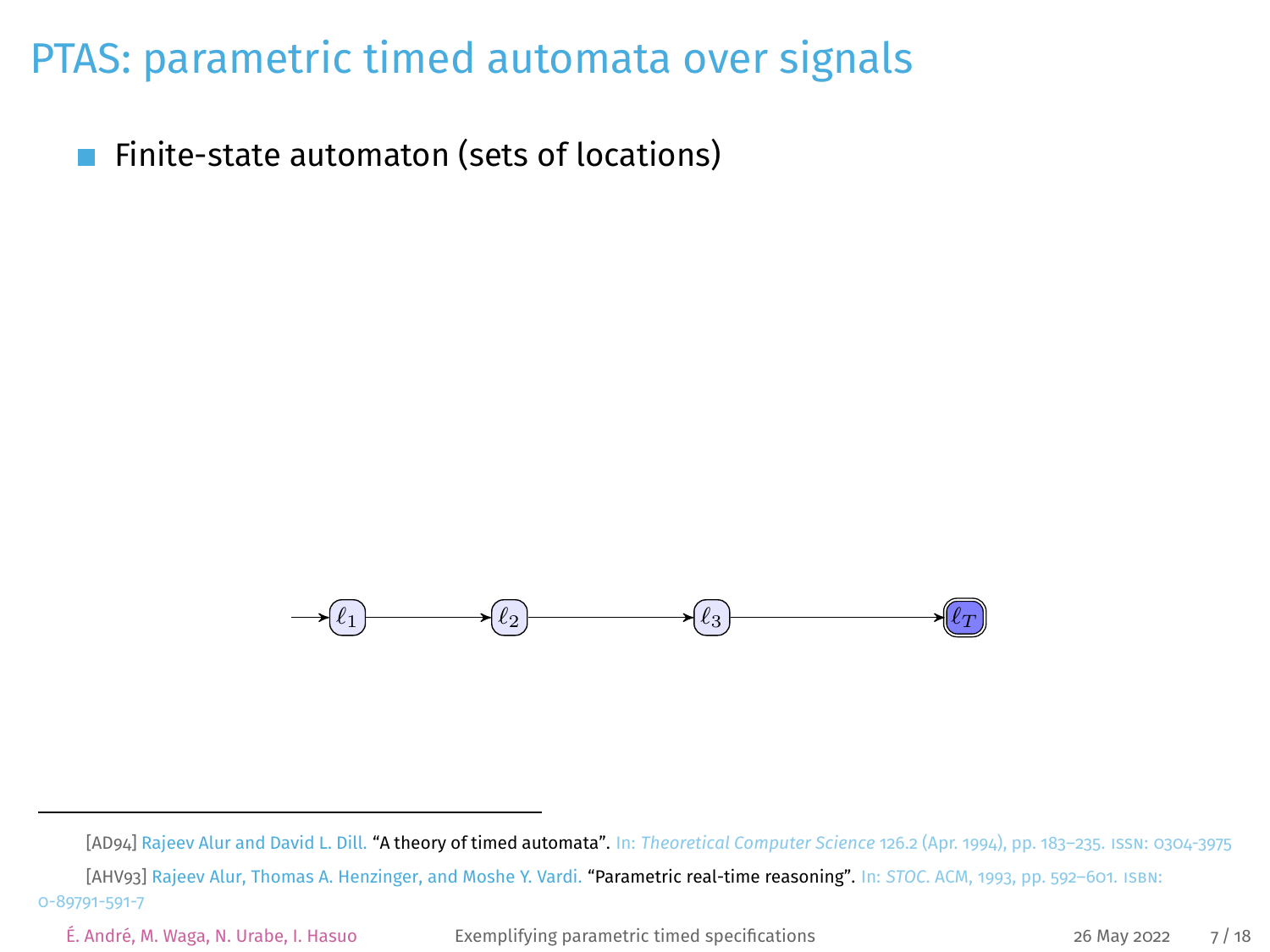# PTAS: parametric timed automata over signals

- Finite-state automaton (sets of locations)

$\ell_1$

$\ell_2$

$\ell_3$

$\ell_T$

---

[AD94] Rajeev Alur and David L. Dill. "A theory of timed automata". In: *Theoretical Computer Science* 126.2 (Apr. 1994), pp. 183–235. ISSN: 0304-3975

[AHV93] Rajeev Alur, Thomas A. Henzinger, and Moshe Y. Vardi. "Parametric real-time reasoning". In: *STOC*. ACM, 1993, pp. 592–601. ISBN: 0-89791-591-7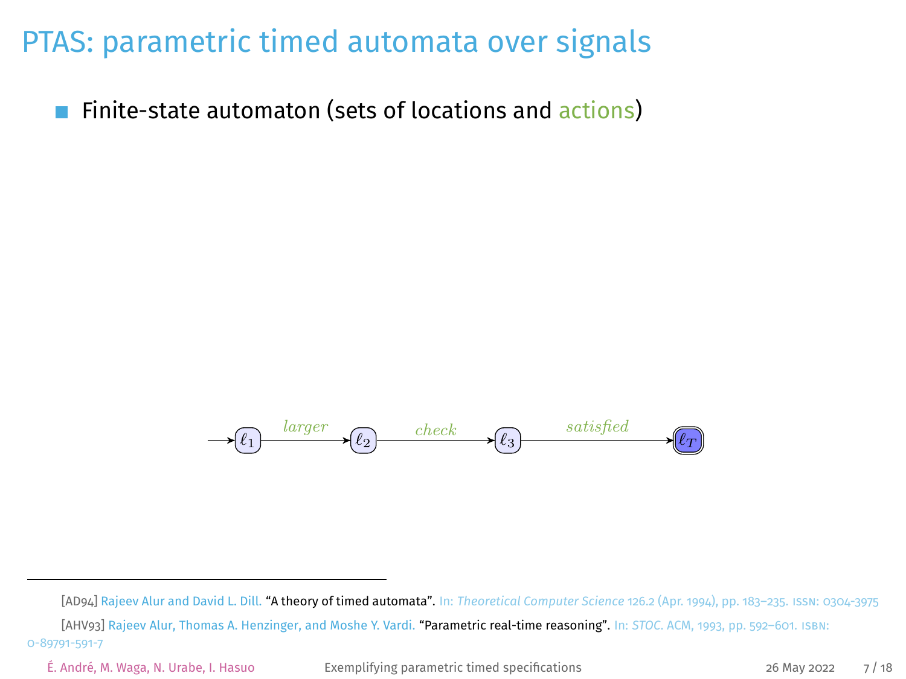# PTAS: parametric timed automata over signals

- Finite-state automaton (sets of locations and actions)

$\ell_1$ *larger* $\ell_2$ *check* $\ell_3$ *satisfied* $\ell_T$

[AD94] Rajeev Alur and David L. Dill. "A theory of timed automata". In: *Theoretical Computer Science* 126.2 (Apr. 1994), pp. 183–235. ISSN: 0304-3975

[AHV93] Rajeev Alur, Thomas A. Henzinger, and Moshe Y. Vardi. "Parametric real-time reasoning". In: *STOC*. ACM, 1993, pp. 592–601. ISBN: 0-89791-591-7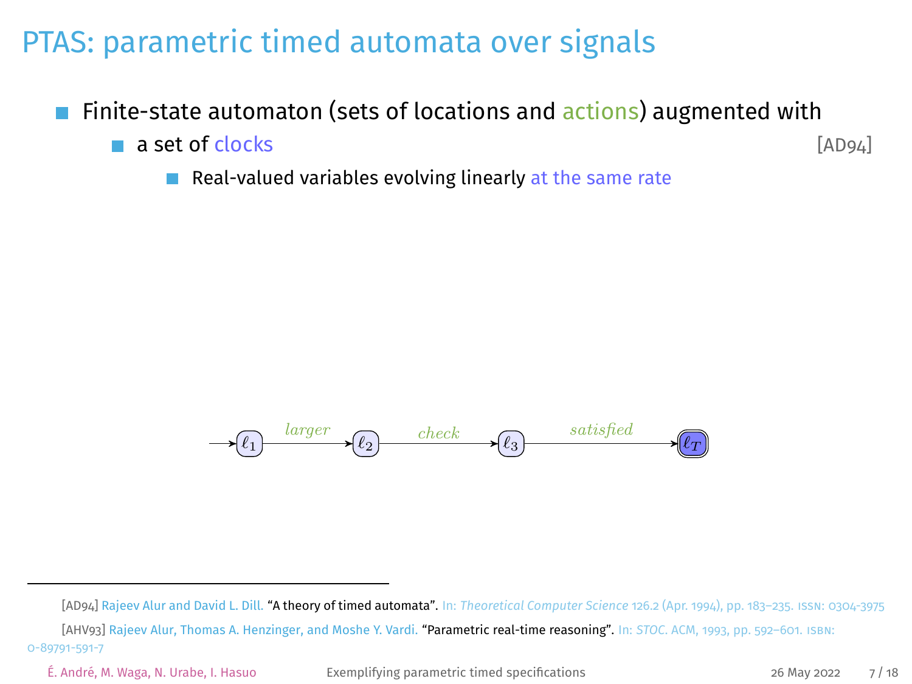# PTAS: parametric timed automata over signals

- Finite-state automaton (sets of locations and actions) augmented with
  - a set of clocks [AD94]
    - Real-valued variables evolving linearly at the same rate

$\ell_1$ *larger* $\ell_2$ *check* $\ell_3$ *satisfied* $\ell_T$

---

[AD94] Rajeev Alur and David L. Dill. "A theory of timed automata". In: *Theoretical Computer Science* 126.2 (Apr. 1994), pp. 183–235. ISSN: 0304-3975

[AHV93] Rajeev Alur, Thomas A. Henzinger, and Moshe Y. Vardi. "Parametric real-time reasoning". In: *STOC*. ACM, 1993, pp. 592–601. ISBN: 0-89791-591-7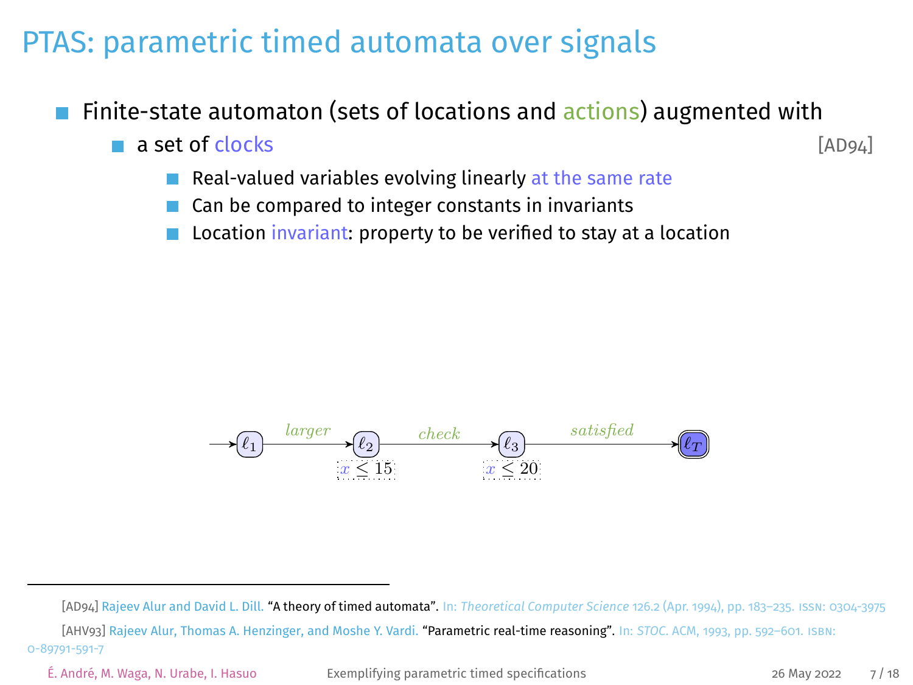# PTAS: parametric timed automata over signals

- Finite-state automaton (sets of locations and actions) augmented with
  - a set of clocks [AD94]
    - Real-valued variables evolving linearly at the same rate
    - Can be compared to integer constants in invariants
    - Location invariant: property to be verified to stay at a location

$\ell_1$ — *larger* → $\ell_2$ ($x \leq 15$) — *check* → $\ell_3$ ($x \leq 20$) — *satisfied* → $\ell_T$

[AD94] Rajeev Alur and David L. Dill. "A theory of timed automata". In: *Theoretical Computer Science* 126.2 (Apr. 1994), pp. 183–235. ISSN: 0304-3975

[AHV93] Rajeev Alur, Thomas A. Henzinger, and Moshe Y. Vardi. "Parametric real-time reasoning". In: *STOC*. ACM, 1993, pp. 592–601. ISBN: 0-89791-591-7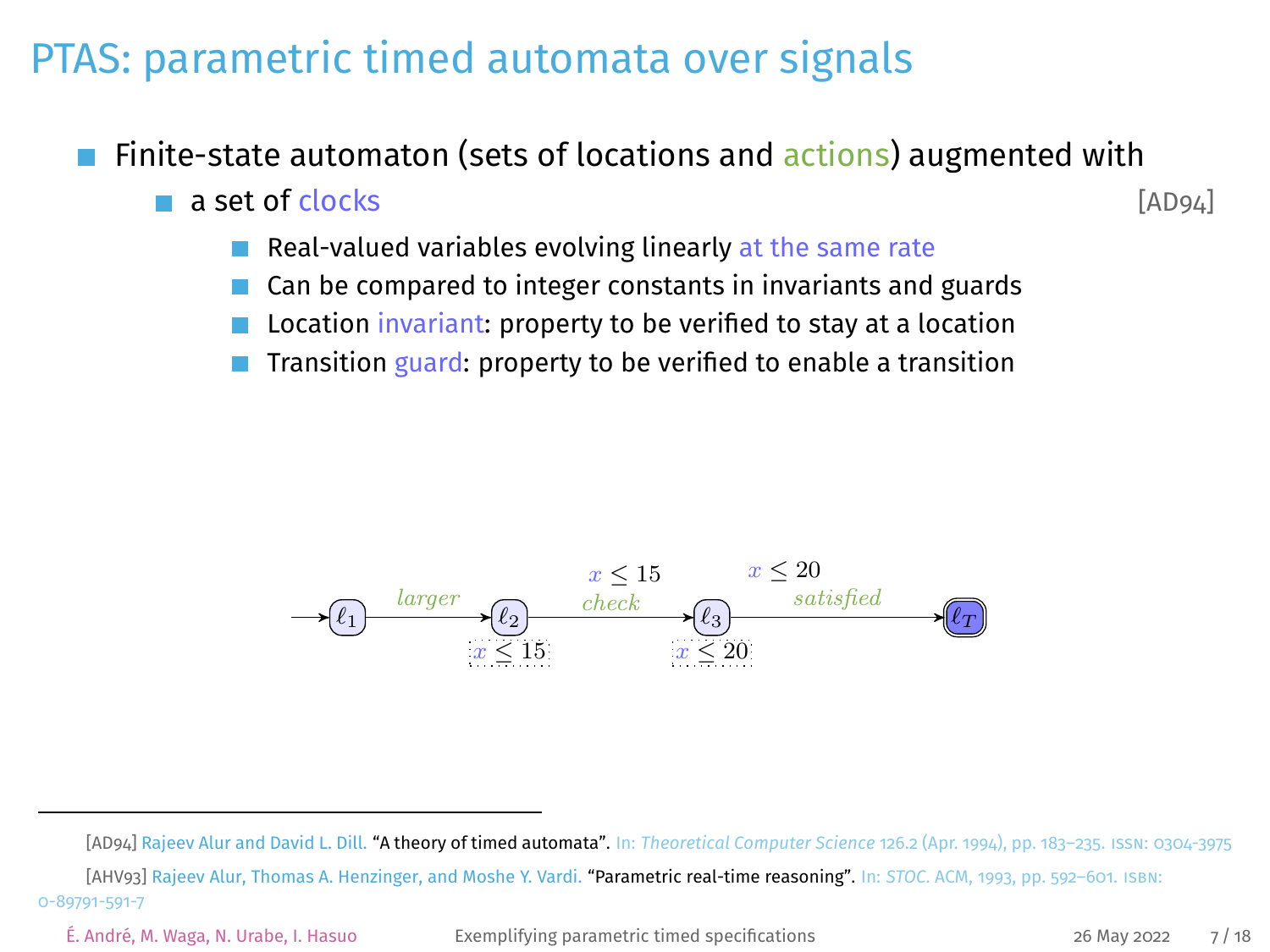# PTAS: parametric timed automata over signals

- Finite-state automaton (sets of locations and actions) augmented with
  - a set of clocks [AD94]
    - Real-valued variables evolving linearly at the same rate
    - Can be compared to integer constants in invariants and guards
    - Location invariant: property to be verified to stay at a location
    - Transition guard: property to be verified to enable a transition

$\ell_1$ — *larger* → $\ell_2$ ($x \leq 15$) — $x \leq 15$, *check* → $\ell_3$ ($x \leq 20$) — $x \leq 20$, *satisfied* → $\ell_T$

[AD94] Rajeev Alur and David L. Dill. "A theory of timed automata". In: *Theoretical Computer Science* 126.2 (Apr. 1994), pp. 183–235. ISSN: 0304-3975

[AHV93] Rajeev Alur, Thomas A. Henzinger, and Moshe Y. Vardi. "Parametric real-time reasoning". In: *STOC*. ACM, 1993, pp. 592–601. ISBN: 0-89791-591-7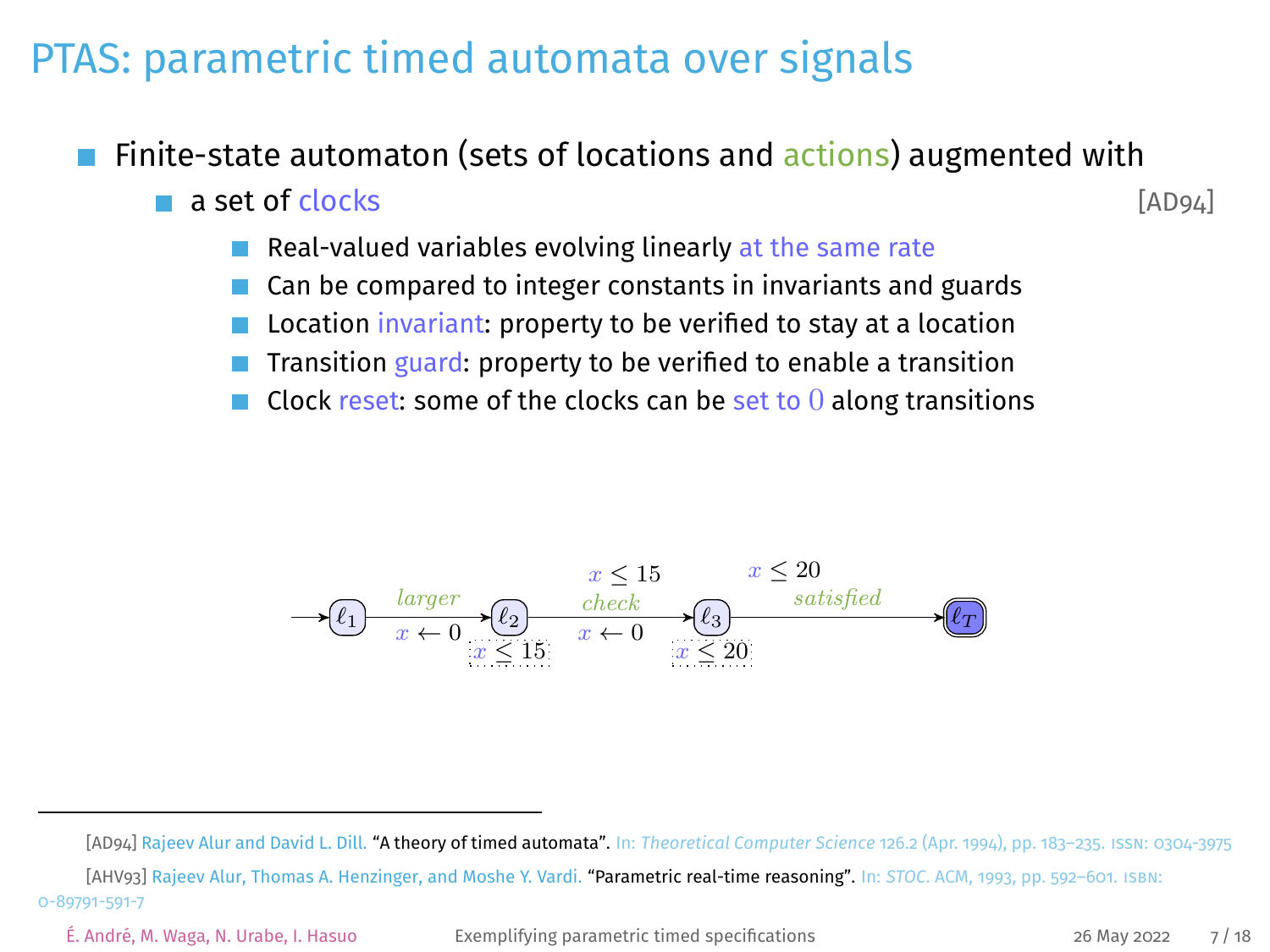# PTAS: parametric timed automata over signals

- Finite-state automaton (sets of locations and actions) augmented with
  - a set of clocks [AD94]
    - Real-valued variables evolving linearly at the same rate
    - Can be compared to integer constants in invariants and guards
    - Location invariant: property to be verified to stay at a location
    - Transition guard: property to be verified to enable a transition
    - Clock reset: some of the clocks can be set to $0$ along transitions

$\ell_1$ — *larger*, $x \leftarrow 0$ → $\ell_2$ ($x \leq 15$) — $x \leq 15$, *check*, $x \leftarrow 0$ → $\ell_3$ ($x \leq 20$) — $x \leq 20$, *satisfied* → $\ell_T$

[AD94] Rajeev Alur and David L. Dill. "A theory of timed automata". In: *Theoretical Computer Science* 126.2 (Apr. 1994), pp. 183–235. ISSN: 0304-3975

[AHV93] Rajeev Alur, Thomas A. Henzinger, and Moshe Y. Vardi. "Parametric real-time reasoning". In: *STOC*. ACM, 1993, pp. 592–601. ISBN: 0-89791-591-7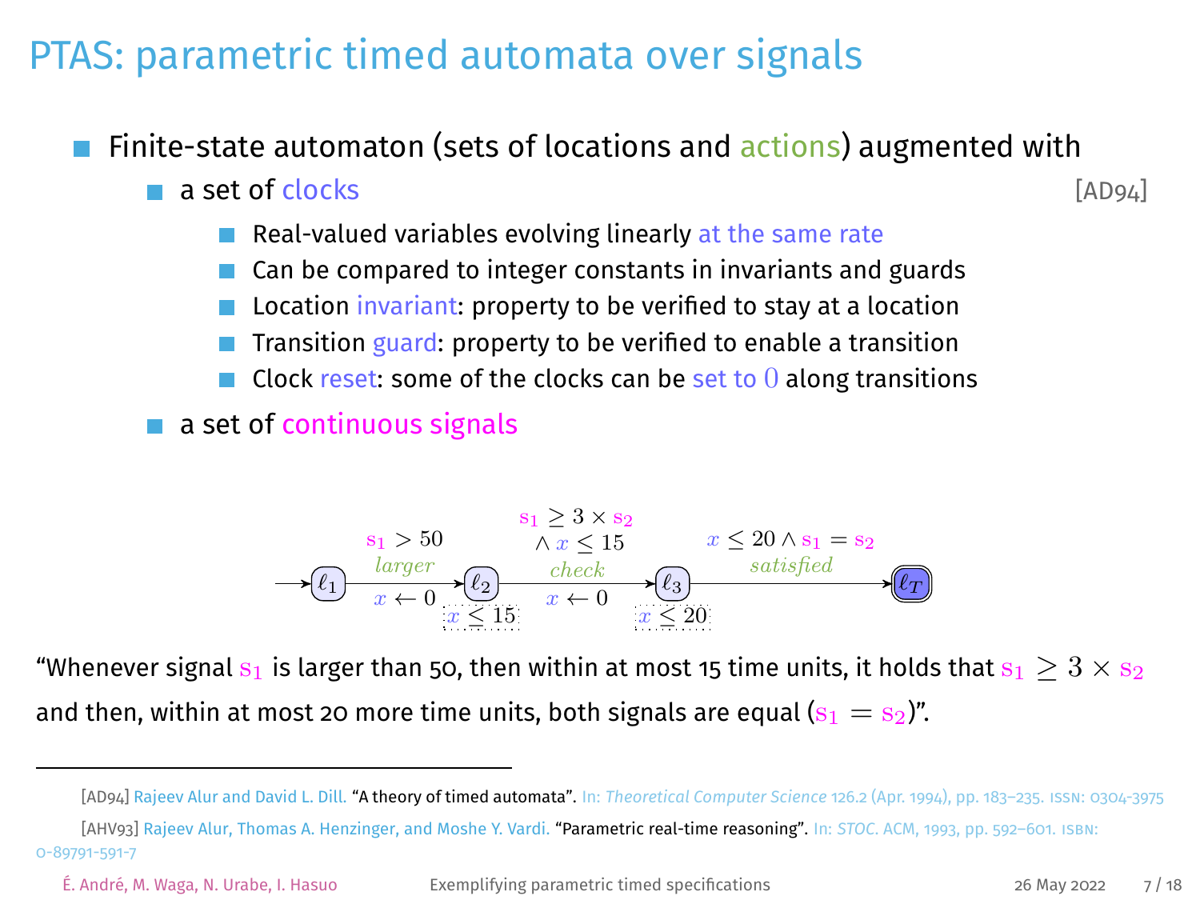# PTAS: parametric timed automata over signals

- Finite-state automaton (sets of locations and actions) augmented with
  - a set of clocks [AD94]
    - Real-valued variables evolving linearly at the same rate
    - Can be compared to integer constants in invariants and guards
    - Location invariant: property to be verified to stay at a location
    - Transition guard: property to be verified to enable a transition
    - Clock reset: some of the clocks can be set to $0$ along transitions
  - a set of continuous signals

$\ell_1$ — $s_1 > 50$ / *larger* / $x \leftarrow 0$ → $\ell_2$ [$x \leq 15$] — $s_1 \geq 3 \times s_2 \wedge x \leq 15$ / *check* / $x \leftarrow 0$ → $\ell_3$ [$x \leq 20$] — $x \leq 20 \wedge s_1 = s_2$ / *satisfied* → $\ell_T$

"Whenever signal $s_1$ is larger than 50, then within at most 15 time units, it holds that $s_1 \geq 3 \times s_2$ and then, within at most 20 more time units, both signals are equal ($s_1 = s_2$)".

---

[AD94] Rajeev Alur and David L. Dill. "A theory of timed automata". In: *Theoretical Computer Science* 126.2 (Apr. 1994), pp. 183–235. ISSN: 0304-3975

[AHV93] Rajeev Alur, Thomas A. Henzinger, and Moshe Y. Vardi. "Parametric real-time reasoning". In: *STOC*. ACM, 1993, pp. 592–601. ISBN: 0-89791-591-7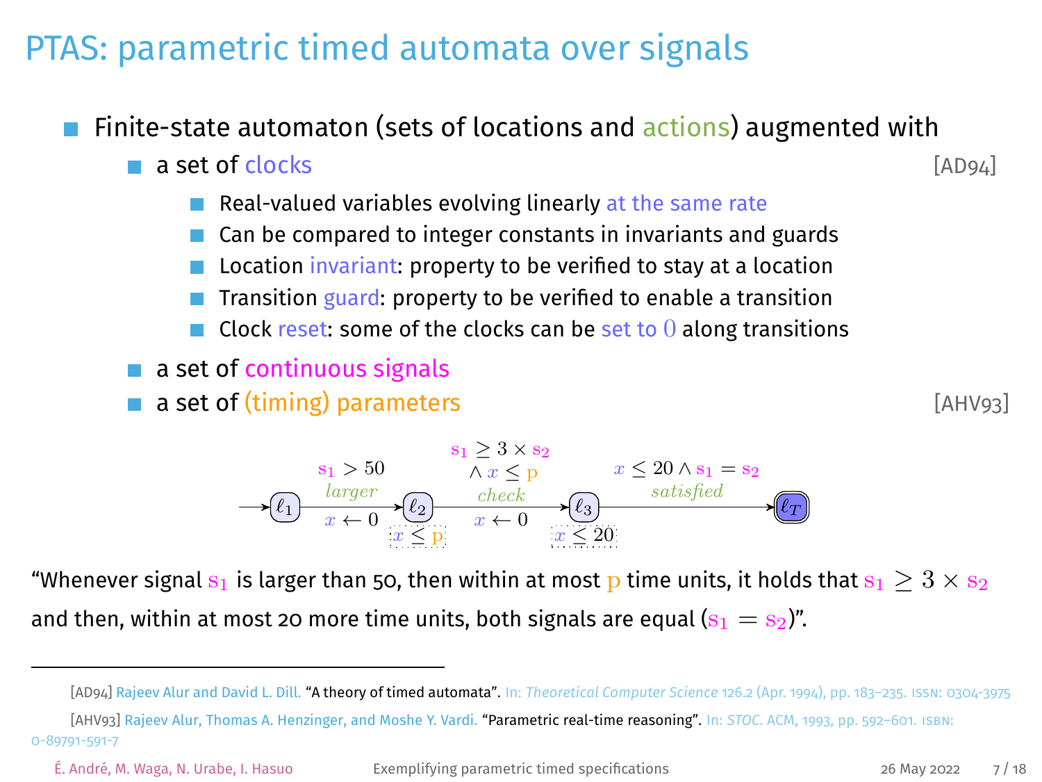# PTAS: parametric timed automata over signals

- Finite-state automaton (sets of locations and actions) augmented with
  - a set of clocks [AD94]
    - Real-valued variables evolving linearly at the same rate
    - Can be compared to integer constants in invariants and guards
    - Location invariant: property to be verified to stay at a location
    - Transition guard: property to be verified to enable a transition
    - Clock reset: some of the clocks can be set to $0$ along transitions
  - a set of continuous signals
  - a set of (timing) parameters [AHV93]

$\ell_1$ — $s_1 > 50$, *larger*, $x \leftarrow 0$ → $\ell_2$ (invariant $x \leq p$) — $s_1 \geq 3 \times s_2 \wedge x \leq p$, *check*, $x \leftarrow 0$ → $\ell_3$ (invariant $x \leq 20$) — $x \leq 20 \wedge s_1 = s_2$, *satisfied* → $\ell_T$

"Whenever signal $s_1$ is larger than 50, then within at most $p$ time units, it holds that $s_1 \geq 3 \times s_2$ and then, within at most 20 more time units, both signals are equal ($s_1 = s_2$)".

---

[AD94] Rajeev Alur and David L. Dill. "A theory of timed automata". In: *Theoretical Computer Science* 126.2 (Apr. 1994), pp. 183–235. ISSN: 0304-3975

[AHV93] Rajeev Alur, Thomas A. Henzinger, and Moshe Y. Vardi. "Parametric real-time reasoning". In: *STOC*. ACM, 1993, pp. 592–601. ISBN: 0-89791-591-7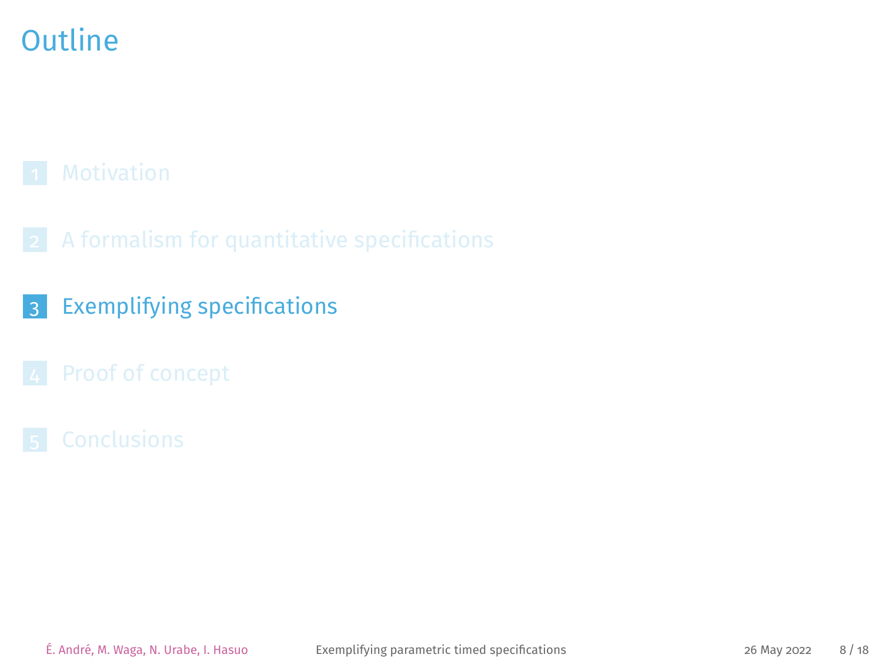# Outline

1. Motivation
2. A formalism for quantitative specifications
3. **Exemplifying specifications**
4. Proof of concept
5. Conclusions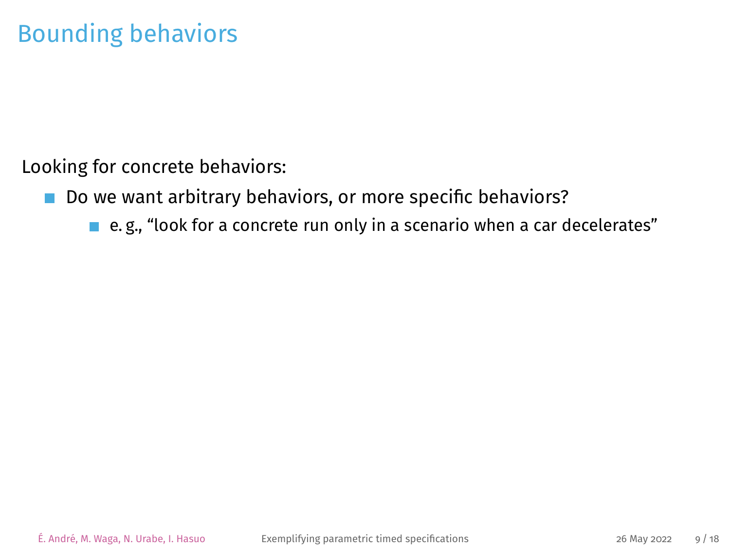# Bounding behaviors

Looking for concrete behaviors:

- Do we want arbitrary behaviors, or more specific behaviors?
  - e. g., “look for a concrete run only in a scenario when a car decelerates”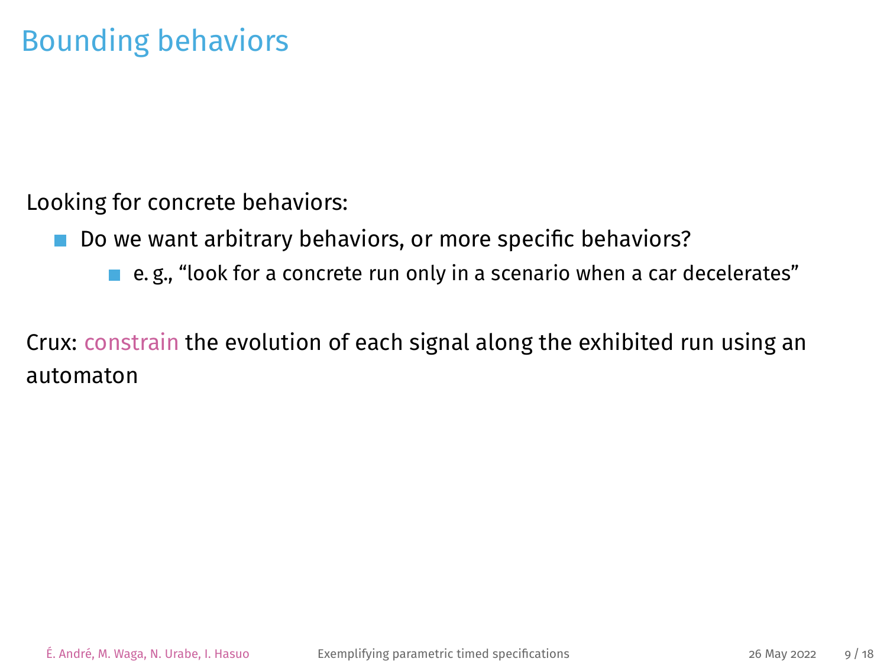# Bounding behaviors

Looking for concrete behaviors:

- Do we want arbitrary behaviors, or more specific behaviors?
  - e. g., “look for a concrete run only in a scenario when a car decelerates”

Crux: constrain the evolution of each signal along the exhibited run using an automaton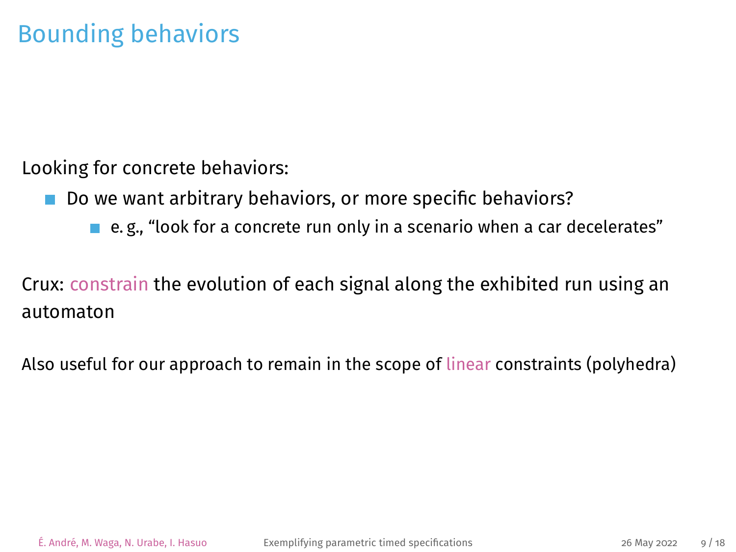# Bounding behaviors

Looking for concrete behaviors:

- Do we want arbitrary behaviors, or more specific behaviors?
  - e. g., “look for a concrete run only in a scenario when a car decelerates”

Crux: constrain the evolution of each signal along the exhibited run using an automaton

Also useful for our approach to remain in the scope of linear constraints (polyhedra)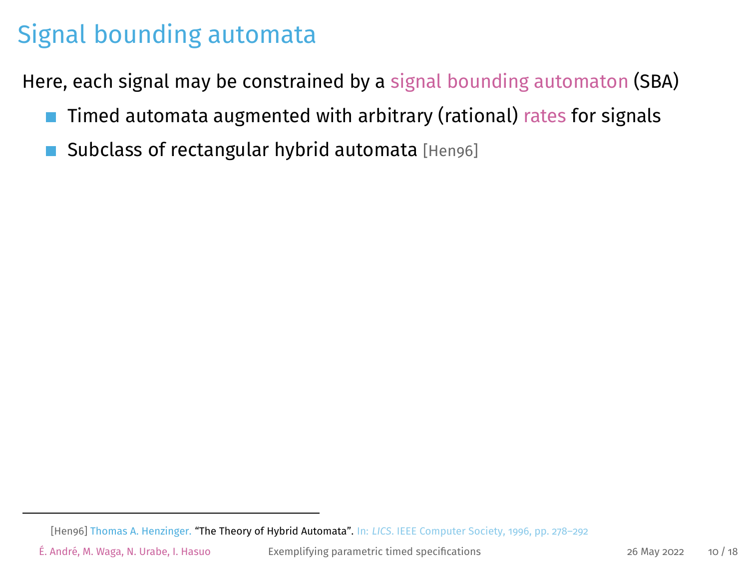# Signal bounding automata

Here, each signal may be constrained by a signal bounding automaton (SBA)

- Timed automata augmented with arbitrary (rational) rates for signals
- Subclass of rectangular hybrid automata [Hen96]

[Hen96] Thomas A. Henzinger. “The Theory of Hybrid Automata”. In: *LICS*. IEEE Computer Society, 1996, pp. 278–292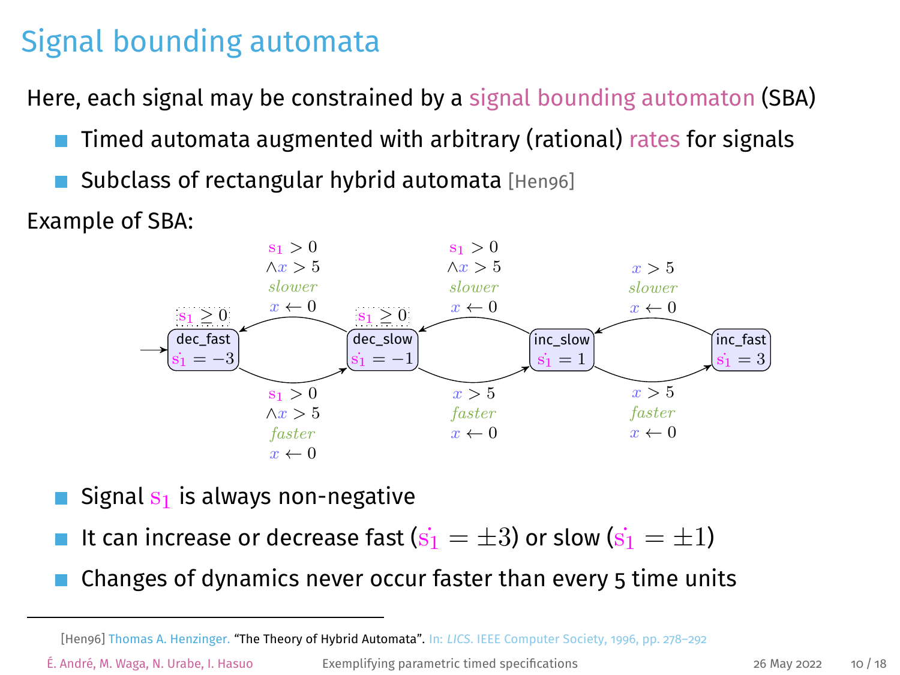# Signal bounding automata

Here, each signal may be constrained by a signal bounding automaton (SBA)

- Timed automata augmented with arbitrary (rational) rates for signals
- Subclass of rectangular hybrid automata [Hen96]

Example of SBA:

dec_fast
$\dot{s_1} = -3$
$s_1 \geq 0$

dec_slow
$\dot{s_1} = -1$
$s_1 \geq 0$

inc_slow
$\dot{s_1} = 1$

inc_fast
$\dot{s_1} = 3$

$s_1 > 0$
$\wedge x > 5$
*slower*
$x \leftarrow 0$

$s_1 > 0$
$\wedge x > 5$
*slower*
$x \leftarrow 0$

$x > 5$
*slower*
$x \leftarrow 0$

$s_1 > 0$
$\wedge x > 5$
*faster*
$x \leftarrow 0$

$x > 5$
*faster*
$x \leftarrow 0$

$x > 5$
*faster*
$x \leftarrow 0$

- Signal $s_1$ is always non-negative
- It can increase or decrease fast ($\dot{s_1} = \pm 3$) or slow ($\dot{s_1} = \pm 1$)
- Changes of dynamics never occur faster than every 5 time units

[Hen96] Thomas A. Henzinger. "The Theory of Hybrid Automata". In: *LICS*. IEEE Computer Society, 1996, pp. 278–292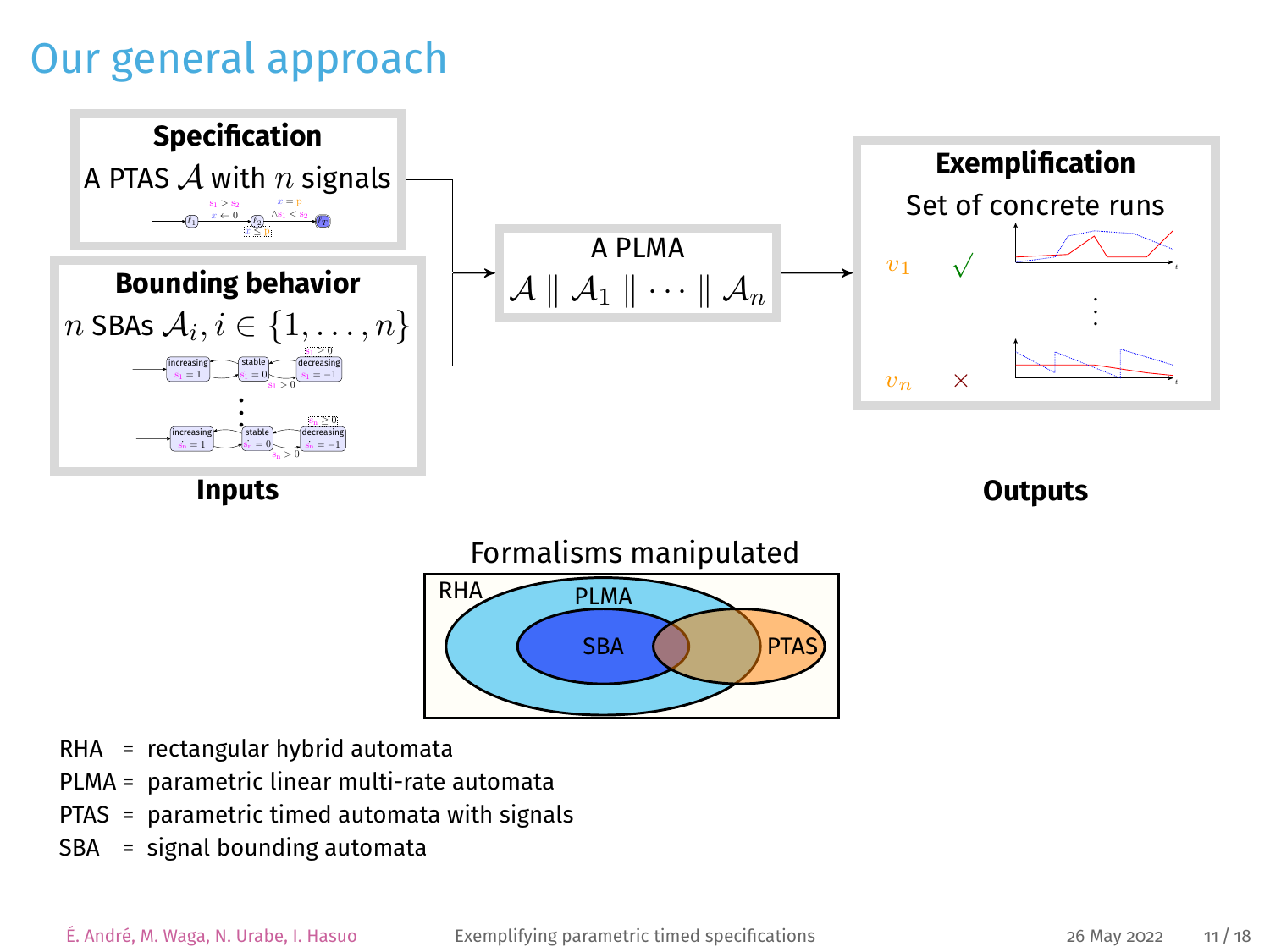# Our general approach

**Specification**

A PTAS $\mathcal{A}$ with $n$ signals

**Bounding behavior**

$n$ SBAs $\mathcal{A}_i, i \in \{1, \dots, n\}$

**Inputs**

A PLMA

$\mathcal{A} \parallel \mathcal{A}_1 \parallel \cdots \parallel \mathcal{A}_n$

**Exemplification**

Set of concrete runs

$v_1$ ✓

$v_n$ ×

**Outputs**

Formalisms manipulated

RHA

PLMA

SBA

PTAS

RHA = rectangular hybrid automata

PLMA = parametric linear multi-rate automata

PTAS = parametric timed automata with signals

SBA = signal bounding automata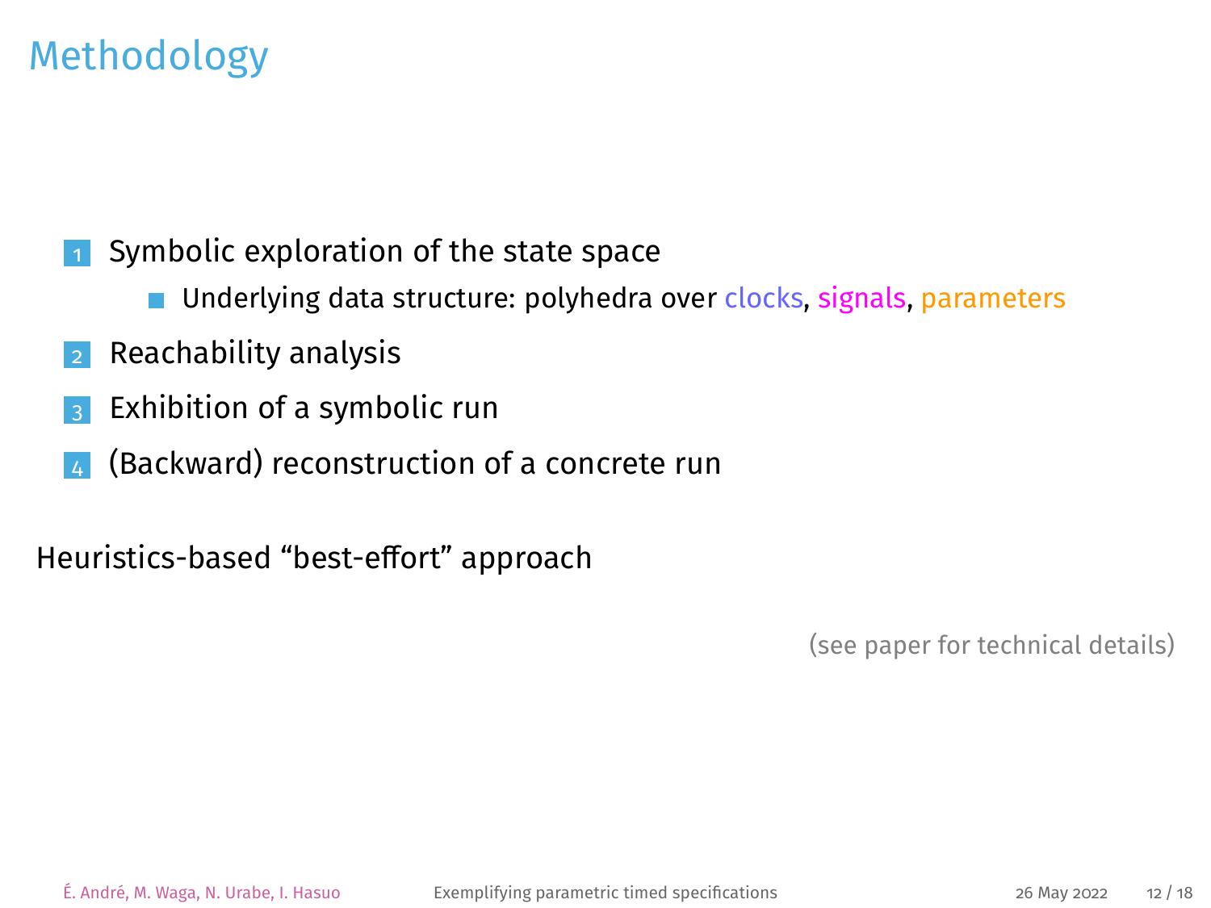# Methodology

1. Symbolic exploration of the state space
   - Underlying data structure: polyhedra over clocks, signals, parameters
2. Reachability analysis
3. Exhibition of a symbolic run
4. (Backward) reconstruction of a concrete run

Heuristics-based “best-effort” approach

(see paper for technical details)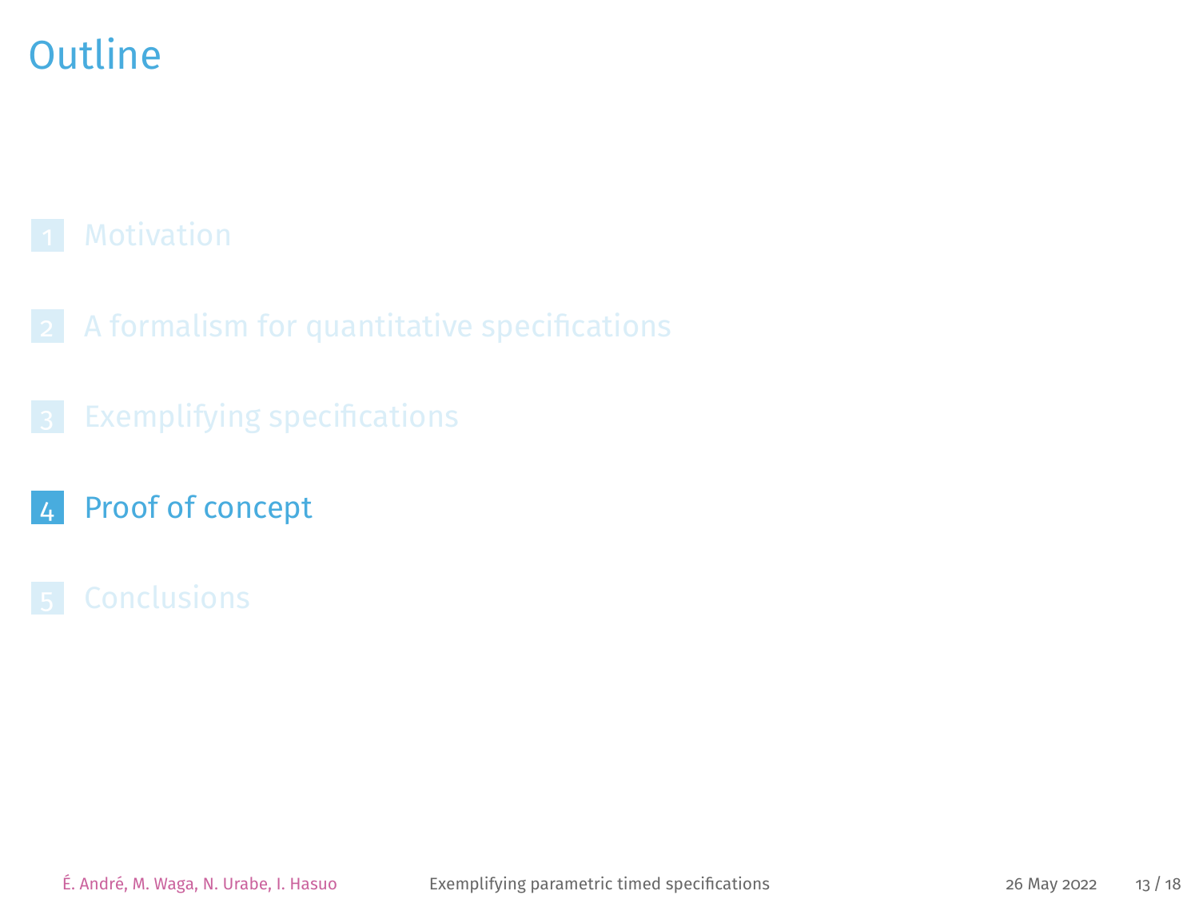# Outline

1. Motivation
2. A formalism for quantitative specifications
3. Exemplifying specifications
4. **Proof of concept**
5. Conclusions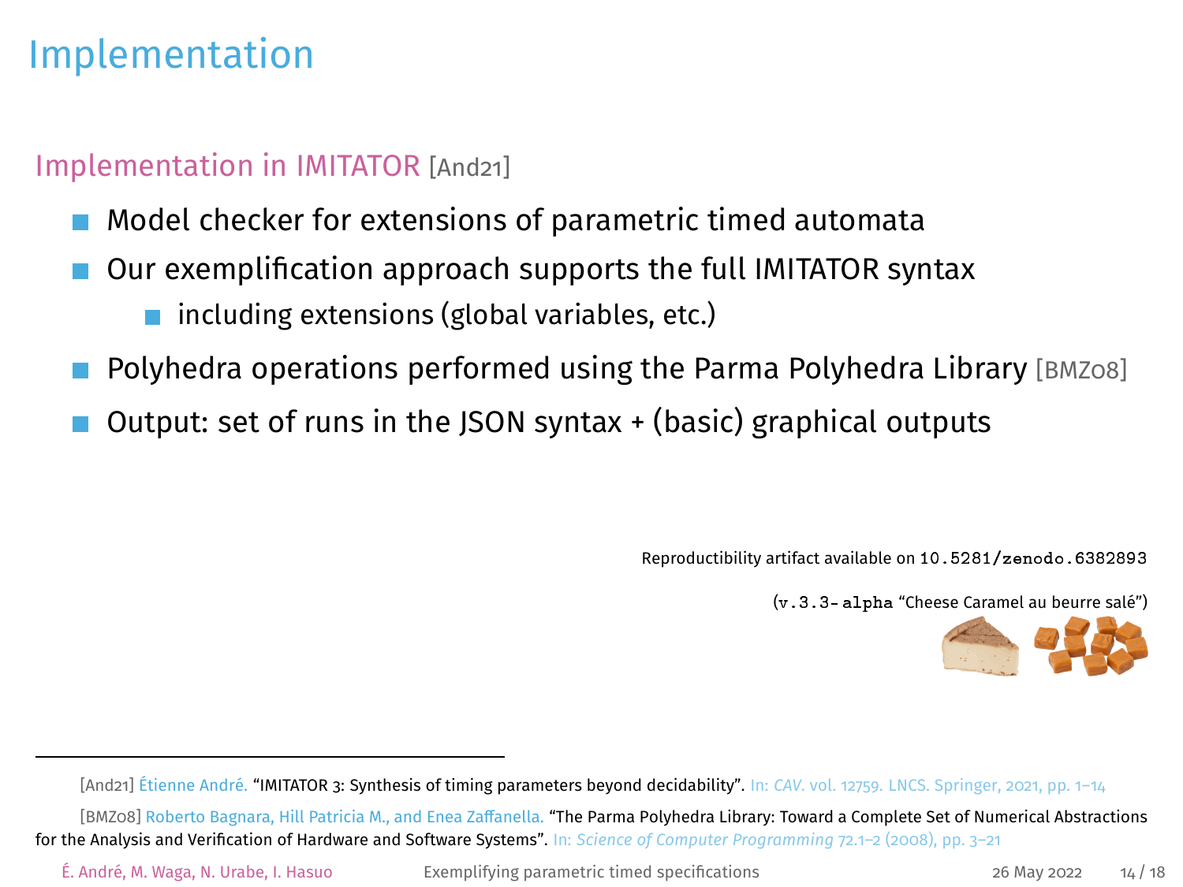# Implementation

## Implementation in IMITATOR [And21]

- Model checker for extensions of parametric timed automata
- Our exemplification approach supports the full IMITATOR syntax
  - including extensions (global variables, etc.)
- Polyhedra operations performed using the Parma Polyhedra Library [BMZ08]
- Output: set of runs in the JSON syntax + (basic) graphical outputs

Reproductibility artifact available on `10.5281/zenodo.6382893`

(`v.3.3-alpha` "Cheese Caramel au beurre salé")

---

[And21] Étienne André. "IMITATOR 3: Synthesis of timing parameters beyond decidability". In: *CAV*. vol. 12759. LNCS. Springer, 2021, pp. 1–14

[BMZ08] Roberto Bagnara, Hill Patricia M., and Enea Zaffanella. "The Parma Polyhedra Library: Toward a Complete Set of Numerical Abstractions for the Analysis and Verification of Hardware and Software Systems". In: *Science of Computer Programming* 72.1–2 (2008), pp. 3–21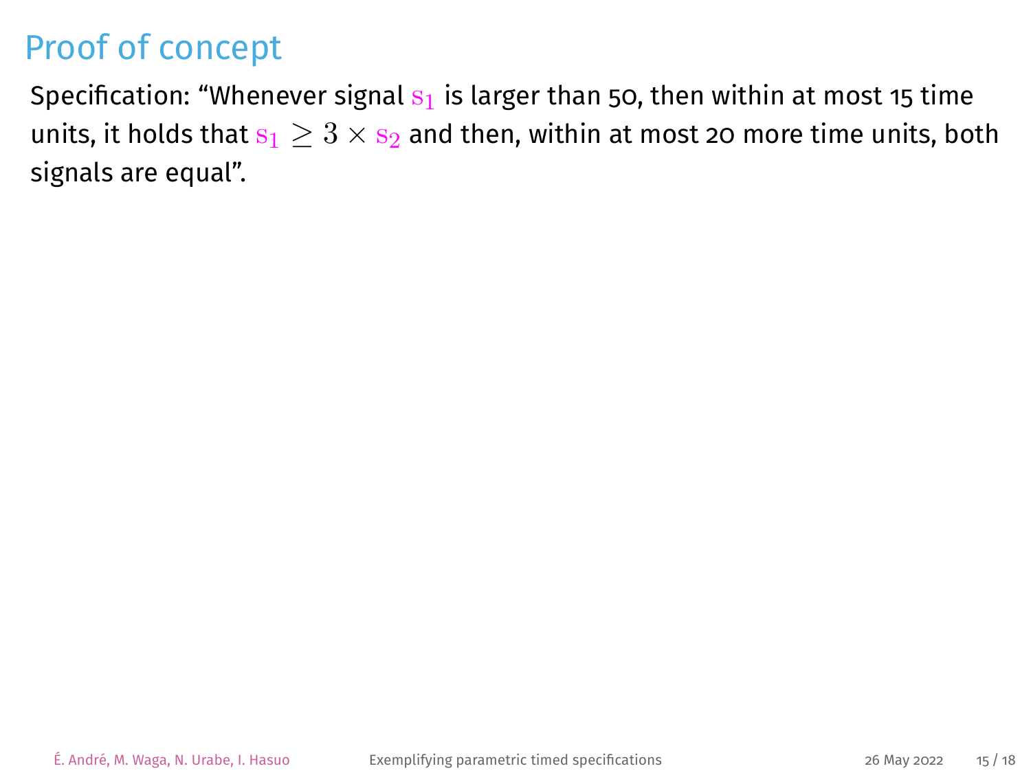# Proof of concept

Specification: “Whenever signal $\mathrm{s}_1$ is larger than 50, then within at most 15 time units, it holds that $\mathrm{s}_1 \geq 3 \times \mathrm{s}_2$ and then, within at most 20 more time units, both signals are equal”.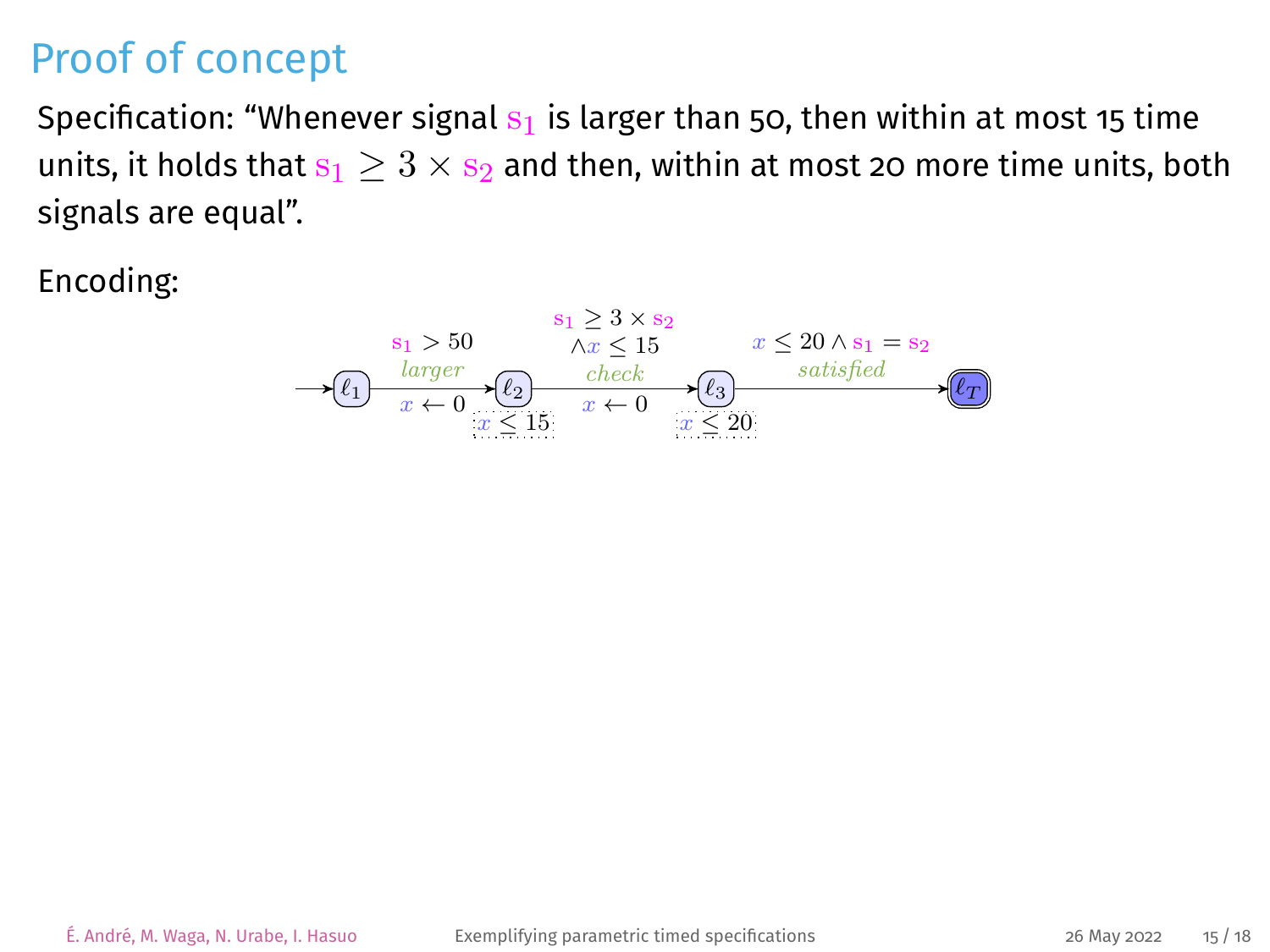# Proof of concept

Specification: "Whenever signal $s_1$ is larger than 50, then within at most 15 time units, it holds that $s_1 \geq 3 \times s_2$ and then, within at most 20 more time units, both signals are equal".

Encoding:

$\ell_1$ —[ $s_1 > 50$, *larger*, $x \leftarrow 0$ ]→ $\ell_2$ (invariant $x \leq 15$) —[ $s_1 \geq 3 \times s_2 \wedge x \leq 15$, *check*, $x \leftarrow 0$ ]→ $\ell_3$ (invariant $x \leq 20$) —[ $x \leq 20 \wedge s_1 = s_2$, *satisfied* ]→ $\ell_T$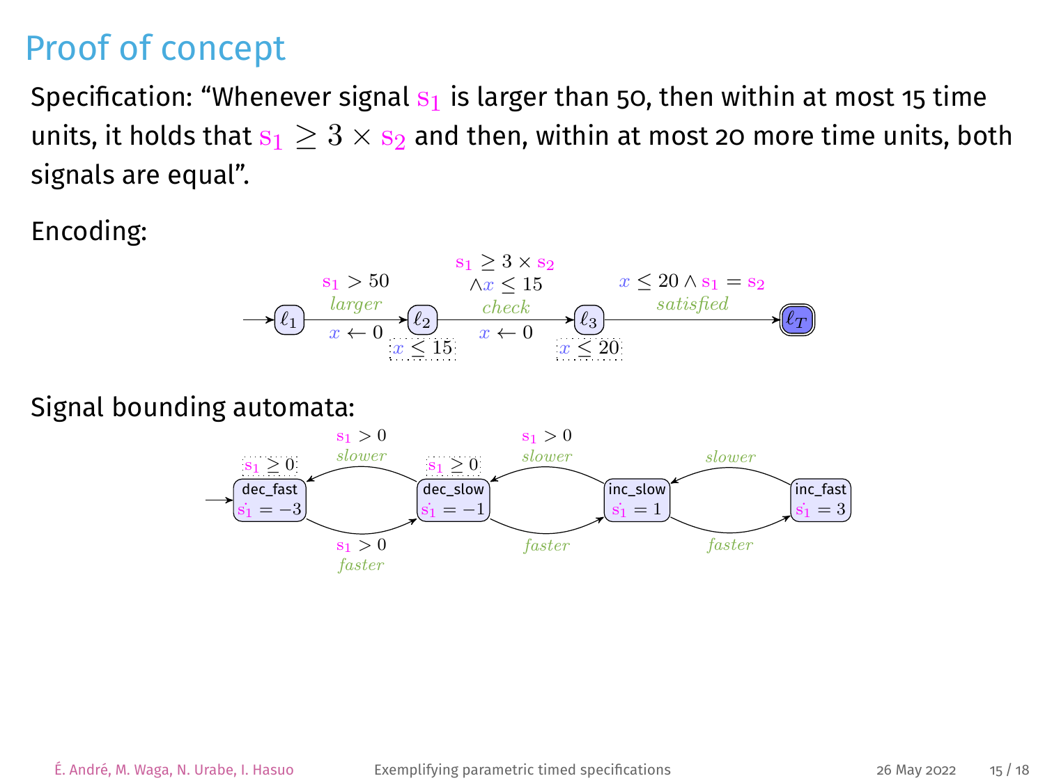# Proof of concept

Specification: "Whenever signal $s_1$ is larger than 50, then within at most 15 time units, it holds that $s_1 \geq 3 \times s_2$ and then, within at most 20 more time units, both signals are equal".

Encoding:

$\ell_1$

$s_1 > 50$

*larger*

$x \leftarrow 0$

$\ell_2$

$x \leq 15$

$s_1 \geq 3 \times s_2$

$\wedge x \leq 15$

*check*

$x \leftarrow 0$

$\ell_3$

$x \leq 20$

$x \leq 20 \wedge s_1 = s_2$

*satisfied*

$\ell_T$

Signal bounding automata:

dec_fast

$\dot{s_1} = -3$

$s_1 \geq 0$

dec_slow

$\dot{s_1} = -1$

$s_1 \geq 0$

inc_slow

$\dot{s_1} = 1$

inc_fast

$\dot{s_1} = 3$

$s_1 > 0$

*slower*

$s_1 > 0$

*faster*

$s_1 > 0$

*slower*

*faster*

*slower*

*faster*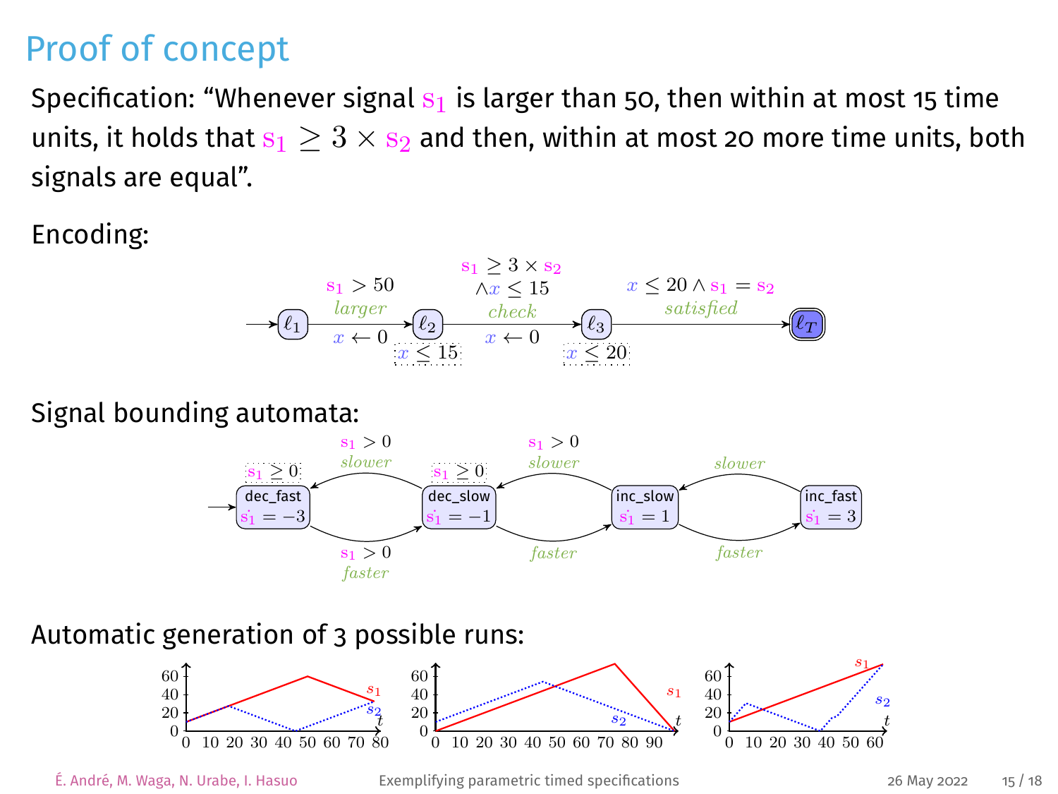# Proof of concept

Specification: "Whenever signal $s_1$ is larger than 50, then within at most 15 time units, it holds that $s_1 \geq 3 \times s_2$ and then, within at most 20 more time units, both signals are equal".

Encoding:

$\ell_1$ → $\ell_2$: $s_1 > 50$, *larger*, $x \leftarrow 0$

$\ell_2$: $x \leq 15$

$\ell_2$ → $\ell_3$: $s_1 \geq 3 \times s_2$ $\wedge x \leq 15$, *check*, $x \leftarrow 0$

$\ell_3$: $x \leq 20$

$\ell_3$ → $\ell_T$: $x \leq 20 \wedge s_1 = s_2$, *satisfied*

Signal bounding automata:

dec_fast ($\dot{s_1} = -3$, invariant $s_1 \geq 0$) → dec_slow: $s_1 > 0$, *faster*

dec_slow ($\dot{s_1} = -1$, invariant $s_1 \geq 0$) → dec_fast: $s_1 > 0$, *slower*

dec_slow → inc_slow: *faster*

inc_slow ($\dot{s_1} = 1$) → dec_slow: $s_1 > 0$, *slower*

inc_slow → inc_fast: *faster*

inc_fast ($\dot{s_1} = 3$) → inc_slow: *slower*

Automatic generation of 3 possible runs:

60 40 20 0 — 0 10 20 30 40 50 60 70 80 — $s_1$ $s_2$ $t$

60 40 20 0 — 0 10 20 30 40 50 60 70 80 90 — $s_1$ $s_2$ $t$

60 40 20 0 — 0 10 20 30 40 50 60 — $s_1$ $s_2$ $t$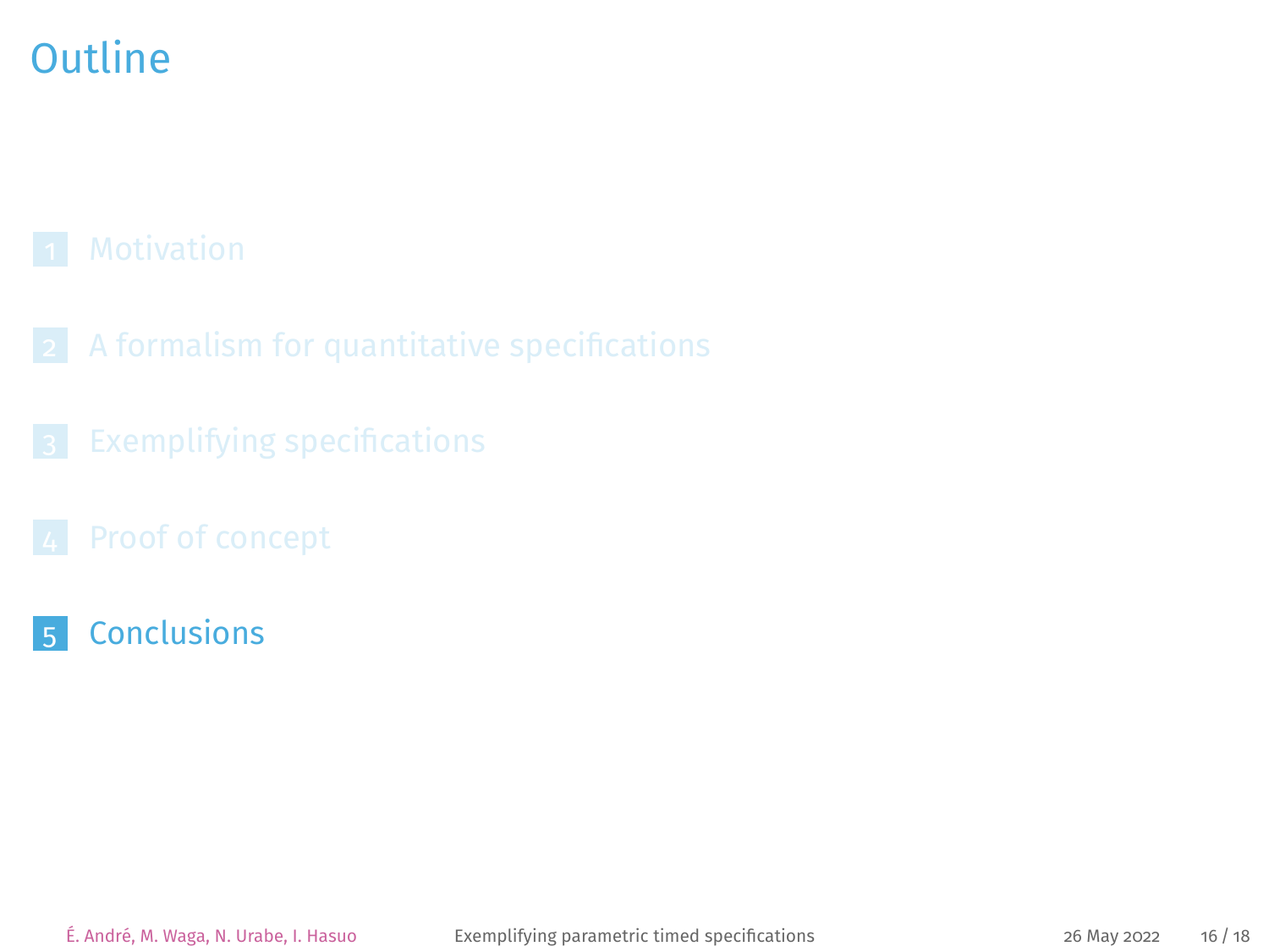# Outline

1. Motivation
2. A formalism for quantitative specifications
3. Exemplifying specifications
4. Proof of concept
5. Conclusions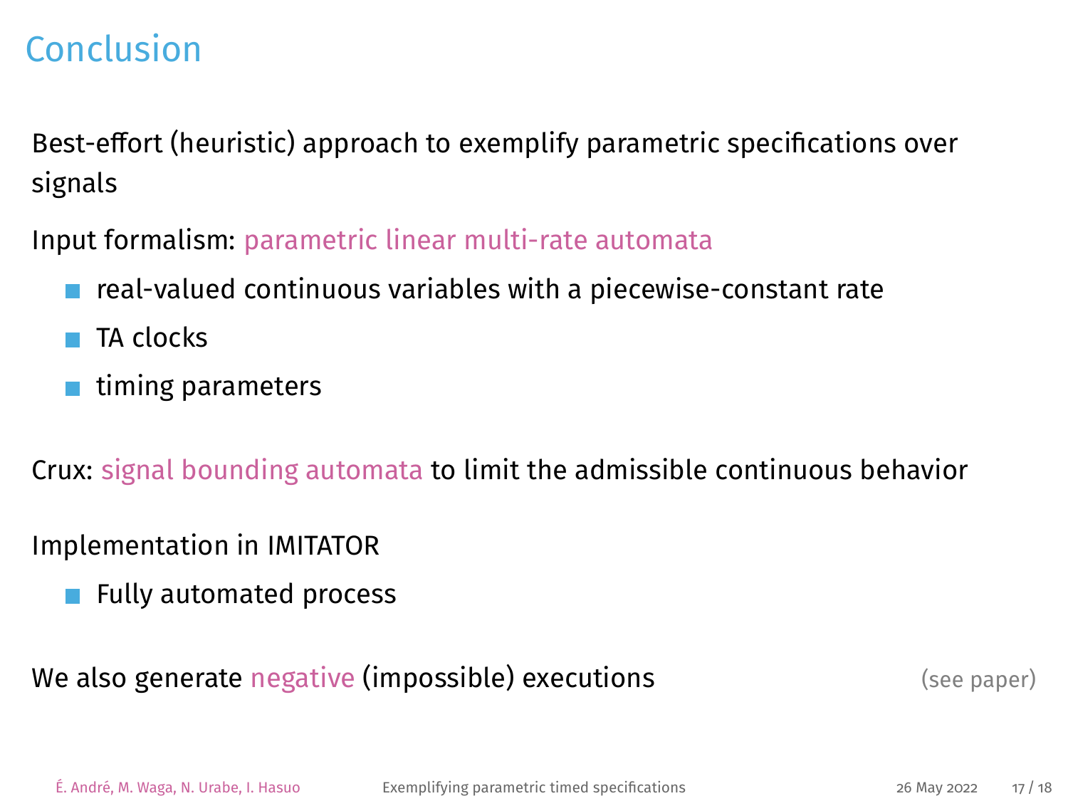# Conclusion

Best-effort (heuristic) approach to exemplify parametric specifications over signals

Input formalism: parametric linear multi-rate automata

- real-valued continuous variables with a piecewise-constant rate
- TA clocks
- timing parameters

Crux: signal bounding automata to limit the admissible continuous behavior

Implementation in IMITATOR

- Fully automated process

We also generate negative (impossible) executions (see paper)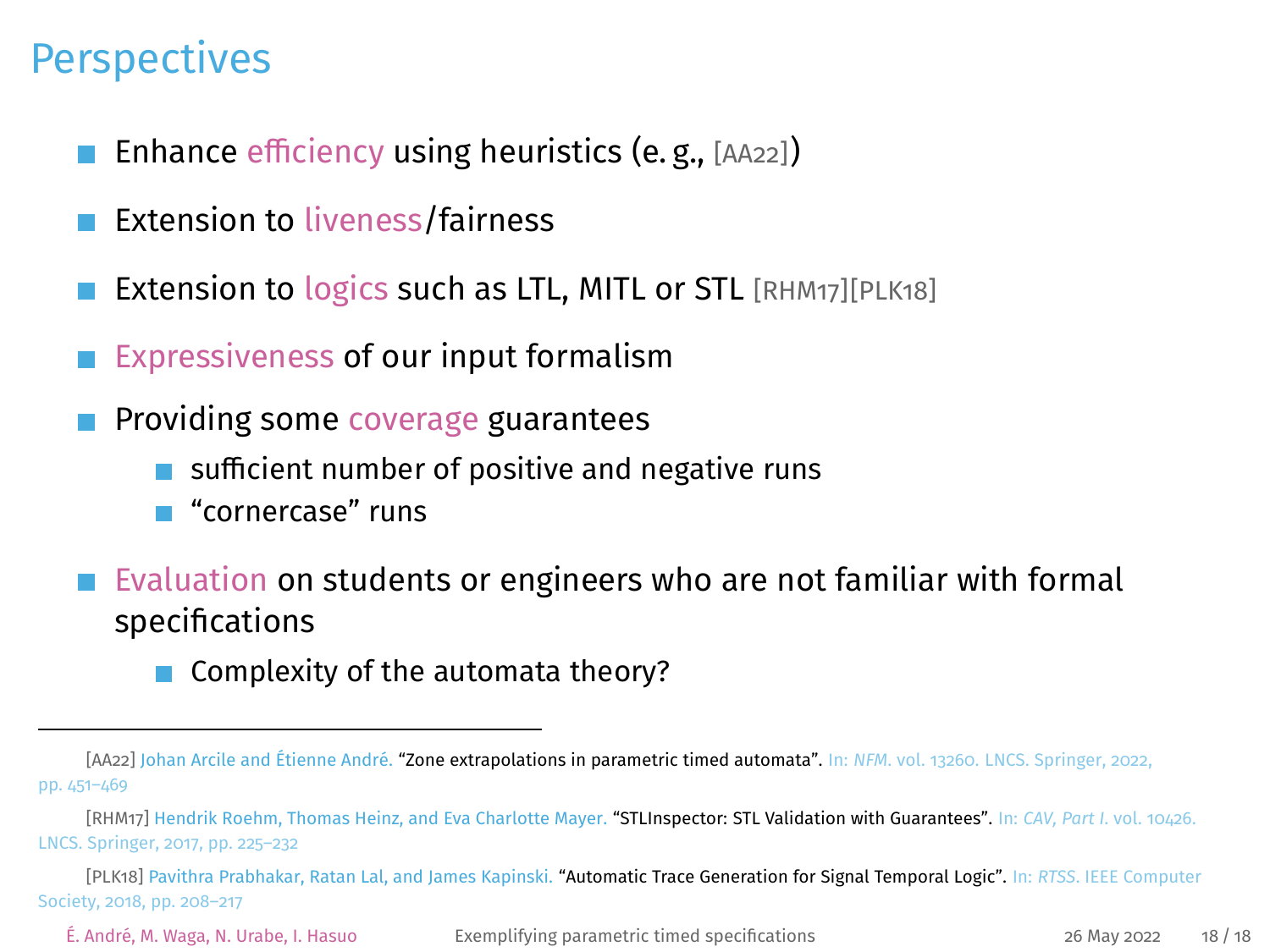# Perspectives

- Enhance efficiency using heuristics (e. g., [AA22])
- Extension to liveness/fairness
- Extension to logics such as LTL, MITL or STL [RHM17][PLK18]
- Expressiveness of our input formalism
- Providing some coverage guarantees
  - sufficient number of positive and negative runs
  - “cornercase” runs
- Evaluation on students or engineers who are not familiar with formal specifications
  - Complexity of the automata theory?

---

[AA22] Johan Arcile and Étienne André. “Zone extrapolations in parametric timed automata”. In: *NFM*. vol. 13260. LNCS. Springer, 2022, pp. 451–469

[RHM17] Hendrik Roehm, Thomas Heinz, and Eva Charlotte Mayer. “STLInspector: STL Validation with Guarantees”. In: *CAV, Part I*. vol. 10426. LNCS. Springer, 2017, pp. 225–232

[PLK18] Pavithra Prabhakar, Ratan Lal, and James Kapinski. “Automatic Trace Generation for Signal Temporal Logic”. In: *RTSS*. IEEE Computer Society, 2018, pp. 208–217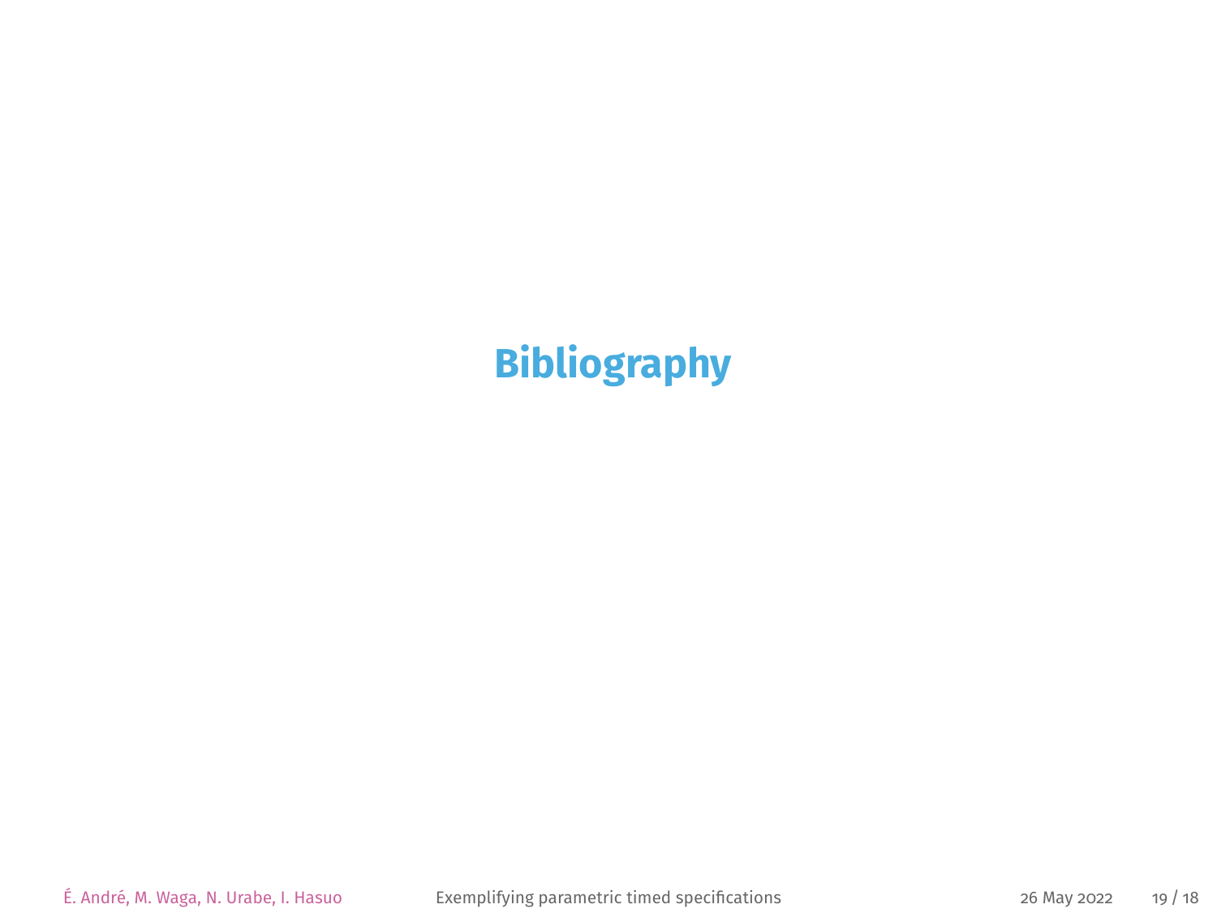# Bibliography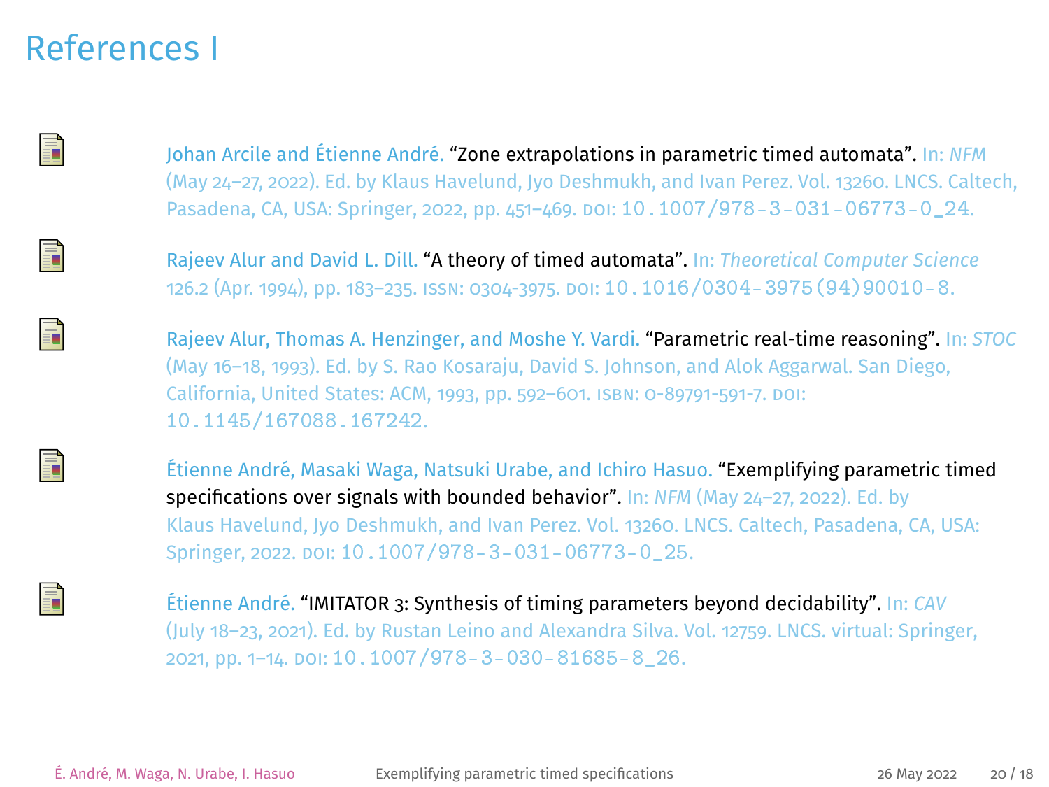# References I

- Johan Arcile and Étienne André. "Zone extrapolations in parametric timed automata". In: *NFM* (May 24–27, 2022). Ed. by Klaus Havelund, Jyo Deshmukh, and Ivan Perez. Vol. 13260. LNCS. Caltech, Pasadena, CA, USA: Springer, 2022, pp. 451–469. DOI: 10.1007/978-3-031-06773-0_24.

- Rajeev Alur and David L. Dill. "A theory of timed automata". In: *Theoretical Computer Science* 126.2 (Apr. 1994), pp. 183–235. ISSN: 0304-3975. DOI: 10.1016/0304-3975(94)90010-8.

- Rajeev Alur, Thomas A. Henzinger, and Moshe Y. Vardi. "Parametric real-time reasoning". In: *STOC* (May 16–18, 1993). Ed. by S. Rao Kosaraju, David S. Johnson, and Alok Aggarwal. San Diego, California, United States: ACM, 1993, pp. 592–601. ISBN: 0-89791-591-7. DOI: 10.1145/167088.167242.

- Étienne André, Masaki Waga, Natsuki Urabe, and Ichiro Hasuo. "Exemplifying parametric timed specifications over signals with bounded behavior". In: *NFM* (May 24–27, 2022). Ed. by Klaus Havelund, Jyo Deshmukh, and Ivan Perez. Vol. 13260. LNCS. Caltech, Pasadena, CA, USA: Springer, 2022. DOI: 10.1007/978-3-031-06773-0_25.

- Étienne André. "IMITATOR 3: Synthesis of timing parameters beyond decidability". In: *CAV* (July 18–23, 2021). Ed. by Rustan Leino and Alexandra Silva. Vol. 12759. LNCS. virtual: Springer, 2021, pp. 1–14. DOI: 10.1007/978-3-030-81685-8_26.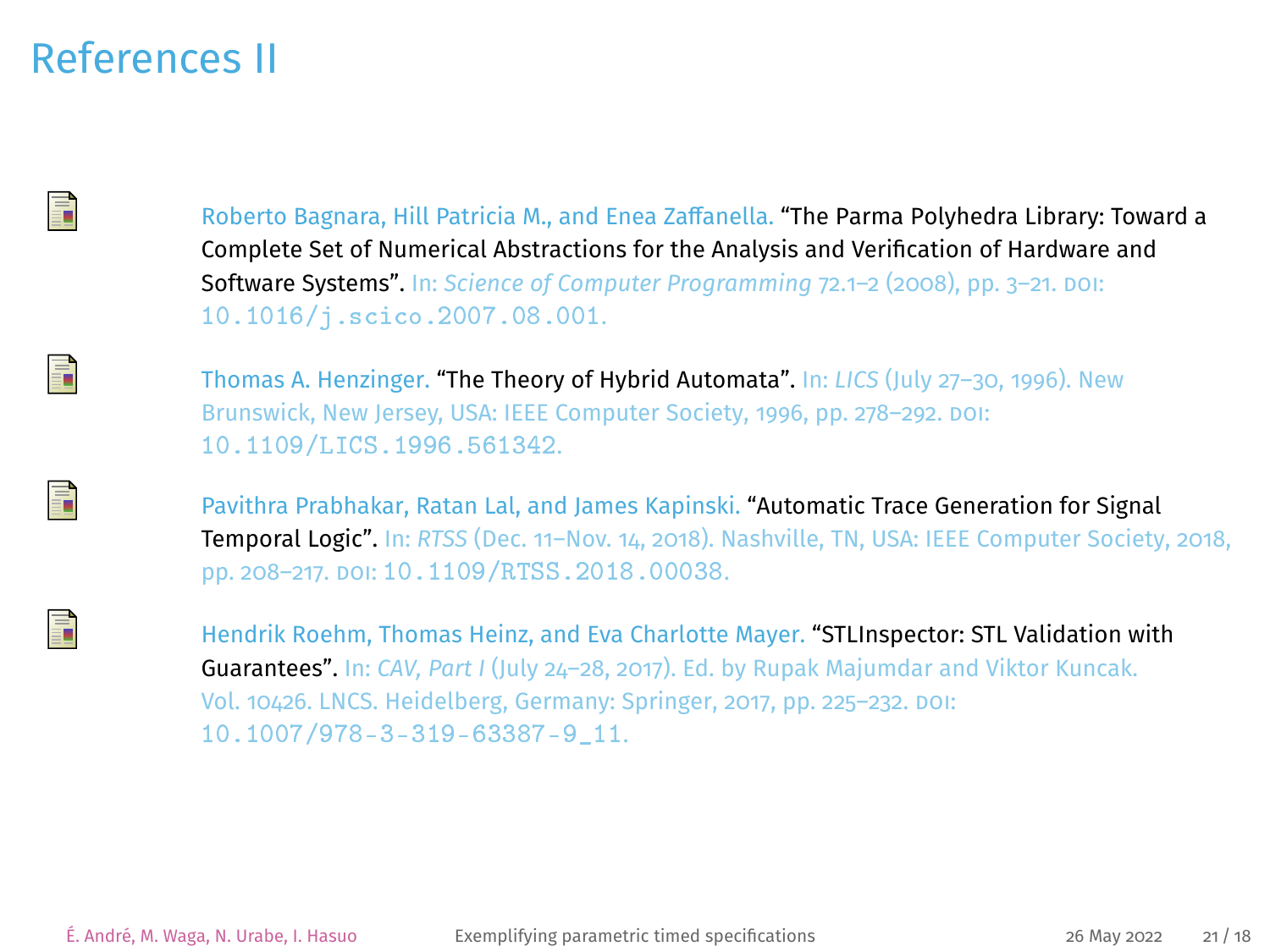# References II

- Roberto Bagnara, Hill Patricia M., and Enea Zaffanella. "The Parma Polyhedra Library: Toward a Complete Set of Numerical Abstractions for the Analysis and Verification of Hardware and Software Systems". In: *Science of Computer Programming* 72.1–2 (2008), pp. 3–21. DOI: 10.1016/j.scico.2007.08.001.

- Thomas A. Henzinger. "The Theory of Hybrid Automata". In: *LICS* (July 27–30, 1996). New Brunswick, New Jersey, USA: IEEE Computer Society, 1996, pp. 278–292. DOI: 10.1109/LICS.1996.561342.

- Pavithra Prabhakar, Ratan Lal, and James Kapinski. "Automatic Trace Generation for Signal Temporal Logic". In: *RTSS* (Dec. 11–Nov. 14, 2018). Nashville, TN, USA: IEEE Computer Society, 2018, pp. 208–217. DOI: 10.1109/RTSS.2018.00038.

- Hendrik Roehm, Thomas Heinz, and Eva Charlotte Mayer. "STLInspector: STL Validation with Guarantees". In: *CAV, Part I* (July 24–28, 2017). Ed. by Rupak Majumdar and Viktor Kuncak. Vol. 10426. LNCS. Heidelberg, Germany: Springer, 2017, pp. 225–232. DOI: 10.1007/978-3-319-63387-9_11.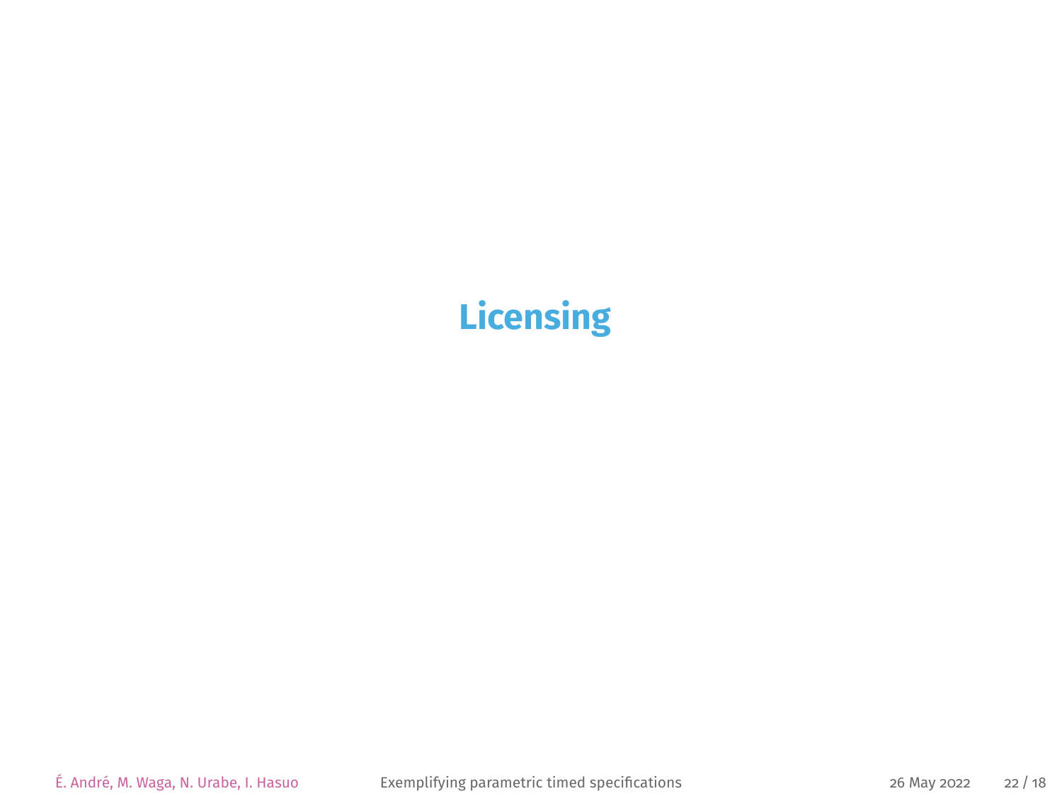# Licensing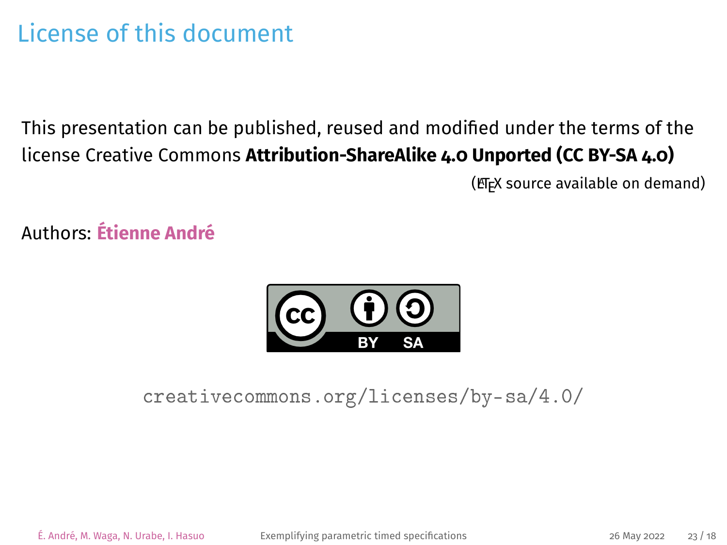# License of this document

This presentation can be published, reused and modified under the terms of the license Creative Commons **Attribution-ShareAlike 4.0 Unported (CC BY-SA 4.0)**

(LaTeX source available on demand)

Authors: **Étienne André**

creativecommons.org/licenses/by-sa/4.0/